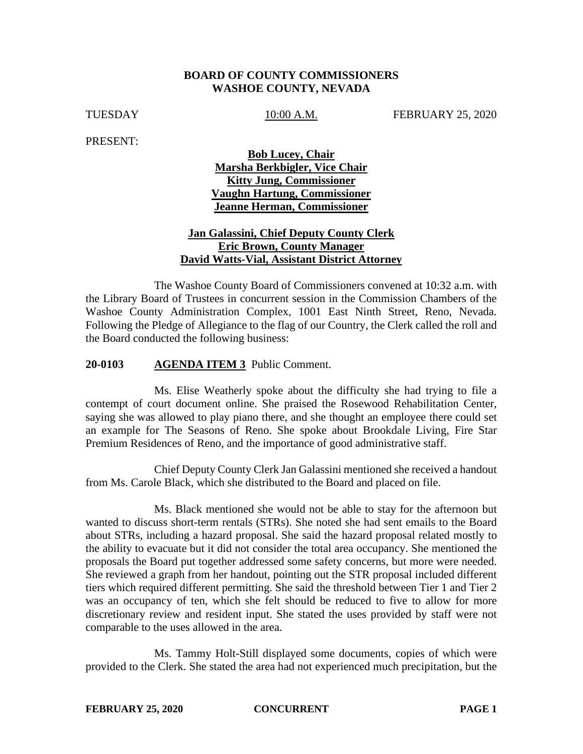**BOARD OF COUNTY COMMISSIONERS**
**WASHOE COUNTY, NEVADA**

TUESDAY 10:00 A.M. FEBRUARY 25, 2020

PRESENT:

**Bob Lucey, Chair**
**Marsha Berkbigler, Vice Chair**
**Kitty Jung, Commissioner**
**Vaughn Hartung, Commissioner**
**Jeanne Herman, Commissioner**

**Jan Galassini, Chief Deputy County Clerk**
**Eric Brown, County Manager**
**David Watts-Vial, Assistant District Attorney**

The Washoe County Board of Commissioners convened at 10:32 a.m. with the Library Board of Trustees in concurrent session in the Commission Chambers of the Washoe County Administration Complex, 1001 East Ninth Street, Reno, Nevada. Following the Pledge of Allegiance to the flag of our Country, the Clerk called the roll and the Board conducted the following business:

**20-0103 AGENDA ITEM 3** Public Comment.

Ms. Elise Weatherly spoke about the difficulty she had trying to file a contempt of court document online. She praised the Rosewood Rehabilitation Center, saying she was allowed to play piano there, and she thought an employee there could set an example for The Seasons of Reno. She spoke about Brookdale Living, Fire Star Premium Residences of Reno, and the importance of good administrative staff.

Chief Deputy County Clerk Jan Galassini mentioned she received a handout from Ms. Carole Black, which she distributed to the Board and placed on file.

Ms. Black mentioned she would not be able to stay for the afternoon but wanted to discuss short-term rentals (STRs). She noted she had sent emails to the Board about STRs, including a hazard proposal. She said the hazard proposal related mostly to the ability to evacuate but it did not consider the total area occupancy. She mentioned the proposals the Board put together addressed some safety concerns, but more were needed. She reviewed a graph from her handout, pointing out the STR proposal included different tiers which required different permitting. She said the threshold between Tier 1 and Tier 2 was an occupancy of ten, which she felt should be reduced to five to allow for more discretionary review and resident input. She stated the uses provided by staff were not comparable to the uses allowed in the area.

Ms. Tammy Holt-Still displayed some documents, copies of which were provided to the Clerk. She stated the area had not experienced much precipitation, but the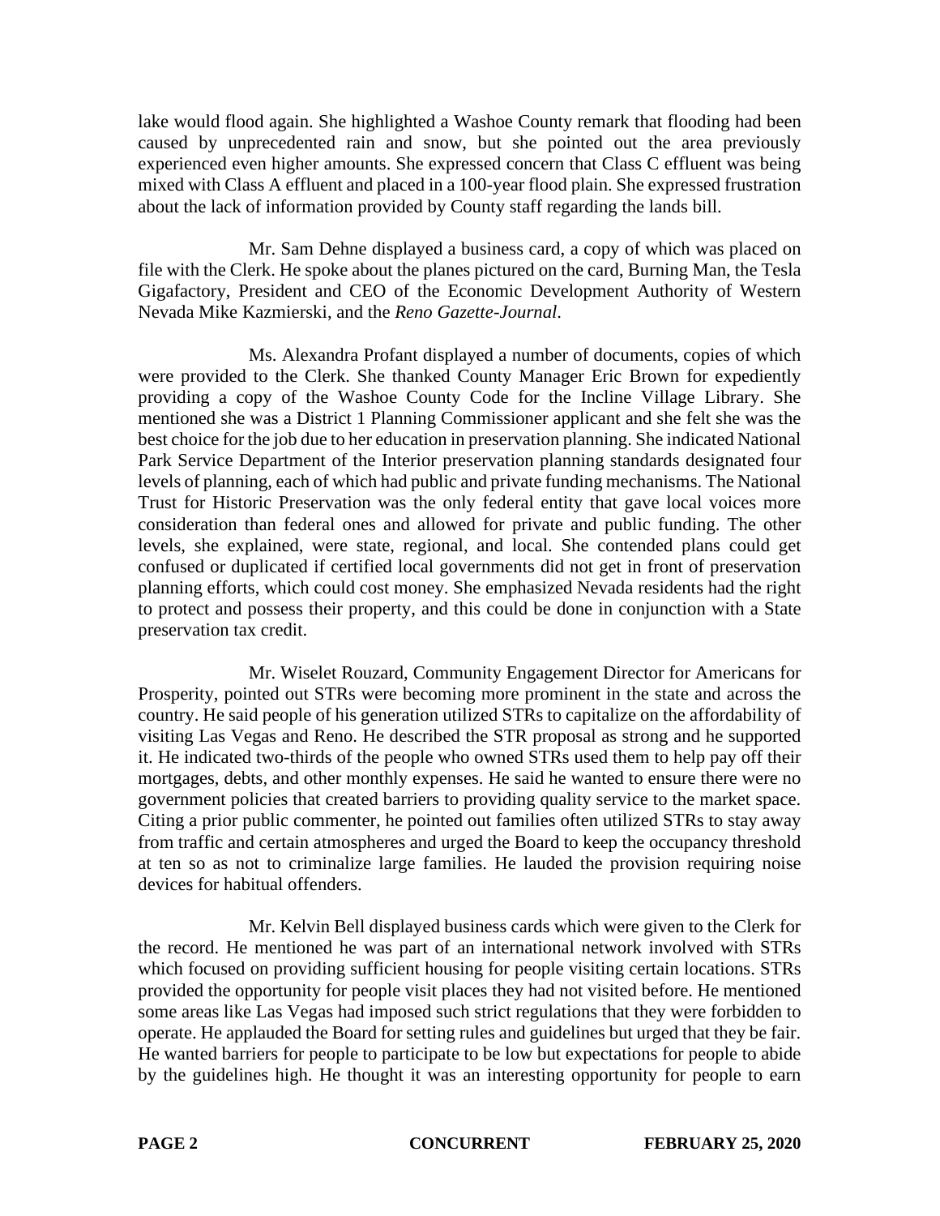lake would flood again. She highlighted a Washoe County remark that flooding had been caused by unprecedented rain and snow, but she pointed out the area previously experienced even higher amounts. She expressed concern that Class C effluent was being mixed with Class A effluent and placed in a 100-year flood plain. She expressed frustration about the lack of information provided by County staff regarding the lands bill.

Mr. Sam Dehne displayed a business card, a copy of which was placed on file with the Clerk. He spoke about the planes pictured on the card, Burning Man, the Tesla Gigafactory, President and CEO of the Economic Development Authority of Western Nevada Mike Kazmierski, and the *Reno Gazette-Journal*.

Ms. Alexandra Profant displayed a number of documents, copies of which were provided to the Clerk. She thanked County Manager Eric Brown for expediently providing a copy of the Washoe County Code for the Incline Village Library. She mentioned she was a District 1 Planning Commissioner applicant and she felt she was the best choice for the job due to her education in preservation planning. She indicated National Park Service Department of the Interior preservation planning standards designated four levels of planning, each of which had public and private funding mechanisms. The National Trust for Historic Preservation was the only federal entity that gave local voices more consideration than federal ones and allowed for private and public funding. The other levels, she explained, were state, regional, and local. She contended plans could get confused or duplicated if certified local governments did not get in front of preservation planning efforts, which could cost money. She emphasized Nevada residents had the right to protect and possess their property, and this could be done in conjunction with a State preservation tax credit.

Mr. Wiselet Rouzard, Community Engagement Director for Americans for Prosperity, pointed out STRs were becoming more prominent in the state and across the country. He said people of his generation utilized STRs to capitalize on the affordability of visiting Las Vegas and Reno. He described the STR proposal as strong and he supported it. He indicated two-thirds of the people who owned STRs used them to help pay off their mortgages, debts, and other monthly expenses. He said he wanted to ensure there were no government policies that created barriers to providing quality service to the market space. Citing a prior public commenter, he pointed out families often utilized STRs to stay away from traffic and certain atmospheres and urged the Board to keep the occupancy threshold at ten so as not to criminalize large families. He lauded the provision requiring noise devices for habitual offenders.

Mr. Kelvin Bell displayed business cards which were given to the Clerk for the record. He mentioned he was part of an international network involved with STRs which focused on providing sufficient housing for people visiting certain locations. STRs provided the opportunity for people visit places they had not visited before. He mentioned some areas like Las Vegas had imposed such strict regulations that they were forbidden to operate. He applauded the Board for setting rules and guidelines but urged that they be fair. He wanted barriers for people to participate to be low but expectations for people to abide by the guidelines high. He thought it was an interesting opportunity for people to earn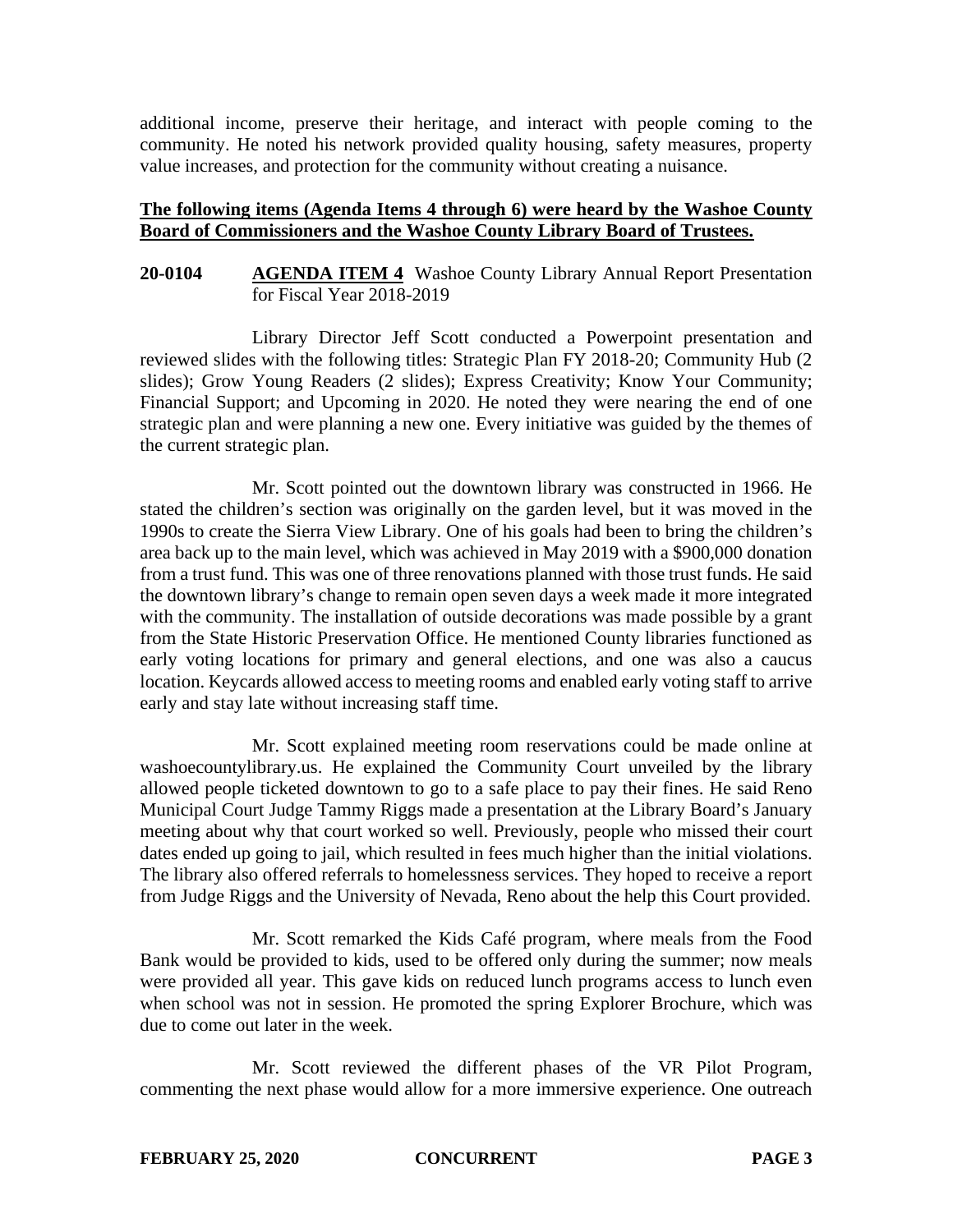additional income, preserve their heritage, and interact with people coming to the community. He noted his network provided quality housing, safety measures, property value increases, and protection for the community without creating a nuisance.

**The following items (Agenda Items 4 through 6) were heard by the Washoe County Board of Commissioners and the Washoe County Library Board of Trustees.**

**20-0104** **AGENDA ITEM 4** Washoe County Library Annual Report Presentation for Fiscal Year 2018-2019

Library Director Jeff Scott conducted a Powerpoint presentation and reviewed slides with the following titles: Strategic Plan FY 2018-20; Community Hub (2 slides); Grow Young Readers (2 slides); Express Creativity; Know Your Community; Financial Support; and Upcoming in 2020. He noted they were nearing the end of one strategic plan and were planning a new one. Every initiative was guided by the themes of the current strategic plan.

Mr. Scott pointed out the downtown library was constructed in 1966. He stated the children's section was originally on the garden level, but it was moved in the 1990s to create the Sierra View Library. One of his goals had been to bring the children's area back up to the main level, which was achieved in May 2019 with a $900,000 donation from a trust fund. This was one of three renovations planned with those trust funds. He said the downtown library's change to remain open seven days a week made it more integrated with the community. The installation of outside decorations was made possible by a grant from the State Historic Preservation Office. He mentioned County libraries functioned as early voting locations for primary and general elections, and one was also a caucus location. Keycards allowed access to meeting rooms and enabled early voting staff to arrive early and stay late without increasing staff time.

Mr. Scott explained meeting room reservations could be made online at washoecountylibrary.us. He explained the Community Court unveiled by the library allowed people ticketed downtown to go to a safe place to pay their fines. He said Reno Municipal Court Judge Tammy Riggs made a presentation at the Library Board's January meeting about why that court worked so well. Previously, people who missed their court dates ended up going to jail, which resulted in fees much higher than the initial violations. The library also offered referrals to homelessness services. They hoped to receive a report from Judge Riggs and the University of Nevada, Reno about the help this Court provided.

Mr. Scott remarked the Kids Café program, where meals from the Food Bank would be provided to kids, used to be offered only during the summer; now meals were provided all year. This gave kids on reduced lunch programs access to lunch even when school was not in session. He promoted the spring Explorer Brochure, which was due to come out later in the week.

Mr. Scott reviewed the different phases of the VR Pilot Program, commenting the next phase would allow for a more immersive experience. One outreach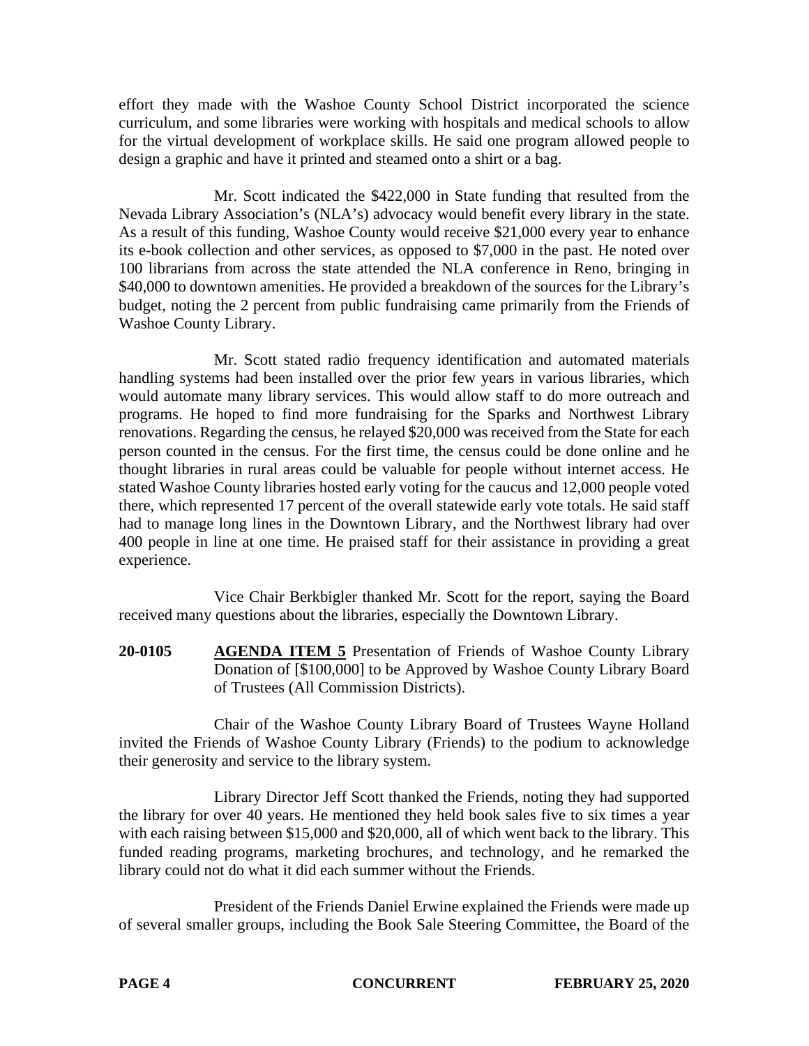effort they made with the Washoe County School District incorporated the science curriculum, and some libraries were working with hospitals and medical schools to allow for the virtual development of workplace skills. He said one program allowed people to design a graphic and have it printed and steamed onto a shirt or a bag.

Mr. Scott indicated the $422,000 in State funding that resulted from the Nevada Library Association's (NLA's) advocacy would benefit every library in the state. As a result of this funding, Washoe County would receive $21,000 every year to enhance its e-book collection and other services, as opposed to $7,000 in the past. He noted over 100 librarians from across the state attended the NLA conference in Reno, bringing in $40,000 to downtown amenities. He provided a breakdown of the sources for the Library's budget, noting the 2 percent from public fundraising came primarily from the Friends of Washoe County Library.

Mr. Scott stated radio frequency identification and automated materials handling systems had been installed over the prior few years in various libraries, which would automate many library services. This would allow staff to do more outreach and programs. He hoped to find more fundraising for the Sparks and Northwest Library renovations. Regarding the census, he relayed $20,000 was received from the State for each person counted in the census. For the first time, the census could be done online and he thought libraries in rural areas could be valuable for people without internet access. He stated Washoe County libraries hosted early voting for the caucus and 12,000 people voted there, which represented 17 percent of the overall statewide early vote totals. He said staff had to manage long lines in the Downtown Library, and the Northwest library had over 400 people in line at one time. He praised staff for their assistance in providing a great experience.

Vice Chair Berkbigler thanked Mr. Scott for the report, saying the Board received many questions about the libraries, especially the Downtown Library.

**20-0105** **AGENDA ITEM 5** Presentation of Friends of Washoe County Library Donation of [$100,000] to be Approved by Washoe County Library Board of Trustees (All Commission Districts).

Chair of the Washoe County Library Board of Trustees Wayne Holland invited the Friends of Washoe County Library (Friends) to the podium to acknowledge their generosity and service to the library system.

Library Director Jeff Scott thanked the Friends, noting they had supported the library for over 40 years. He mentioned they held book sales five to six times a year with each raising between $15,000 and $20,000, all of which went back to the library. This funded reading programs, marketing brochures, and technology, and he remarked the library could not do what it did each summer without the Friends.

President of the Friends Daniel Erwine explained the Friends were made up of several smaller groups, including the Book Sale Steering Committee, the Board of the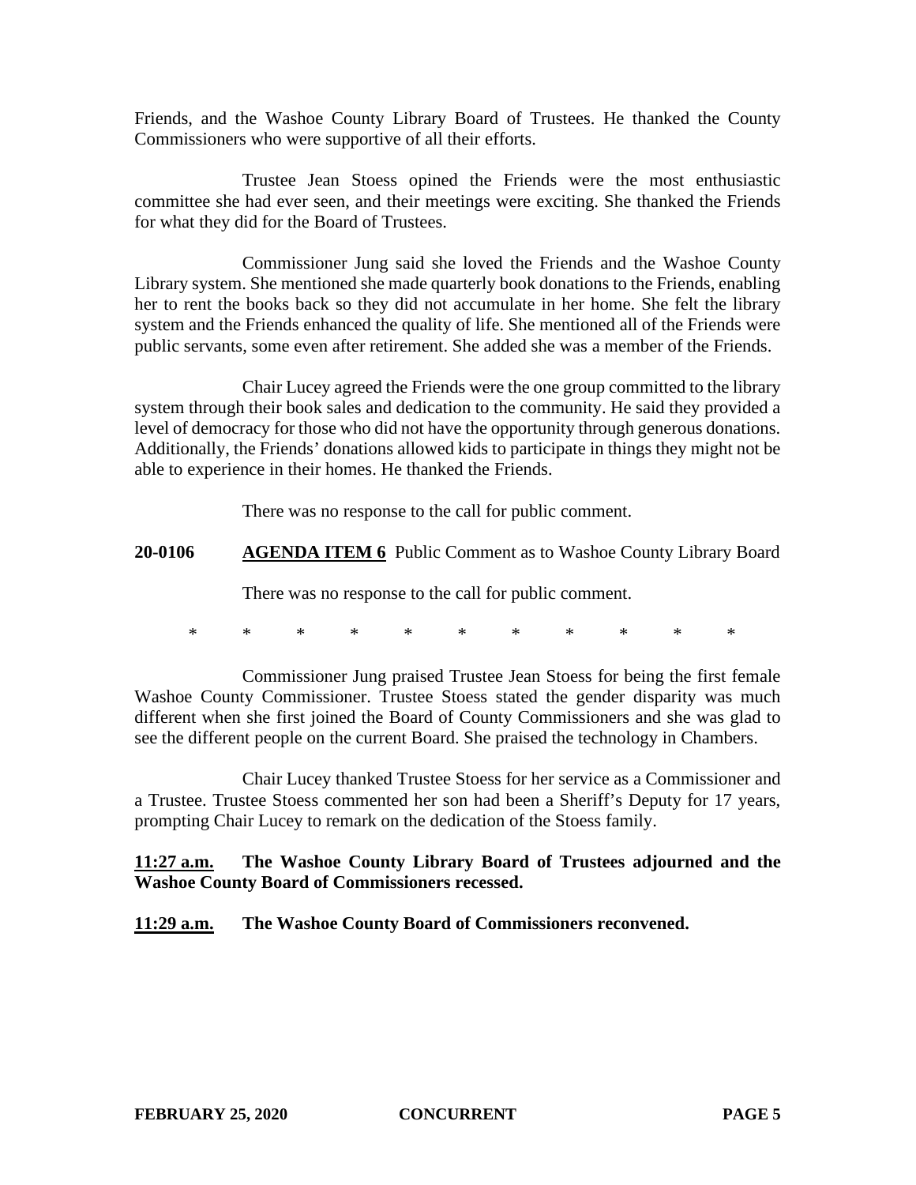Friends, and the Washoe County Library Board of Trustees. He thanked the County Commissioners who were supportive of all their efforts.

Trustee Jean Stoess opined the Friends were the most enthusiastic committee she had ever seen, and their meetings were exciting. She thanked the Friends for what they did for the Board of Trustees.

Commissioner Jung said she loved the Friends and the Washoe County Library system. She mentioned she made quarterly book donations to the Friends, enabling her to rent the books back so they did not accumulate in her home. She felt the library system and the Friends enhanced the quality of life. She mentioned all of the Friends were public servants, some even after retirement. She added she was a member of the Friends.

Chair Lucey agreed the Friends were the one group committed to the library system through their book sales and dedication to the community. He said they provided a level of democracy for those who did not have the opportunity through generous donations. Additionally, the Friends' donations allowed kids to participate in things they might not be able to experience in their homes. He thanked the Friends.

There was no response to the call for public comment.

**20-0106 AGENDA ITEM 6** Public Comment as to Washoe County Library Board

There was no response to the call for public comment.

\* \* \* \* \* \* \* \* \* \* \*

Commissioner Jung praised Trustee Jean Stoess for being the first female Washoe County Commissioner. Trustee Stoess stated the gender disparity was much different when she first joined the Board of County Commissioners and she was glad to see the different people on the current Board. She praised the technology in Chambers.

Chair Lucey thanked Trustee Stoess for her service as a Commissioner and a Trustee. Trustee Stoess commented her son had been a Sheriff's Deputy for 17 years, prompting Chair Lucey to remark on the dedication of the Stoess family.

**11:27 a.m. The Washoe County Library Board of Trustees adjourned and the Washoe County Board of Commissioners recessed.**

**11:29 a.m. The Washoe County Board of Commissioners reconvened.**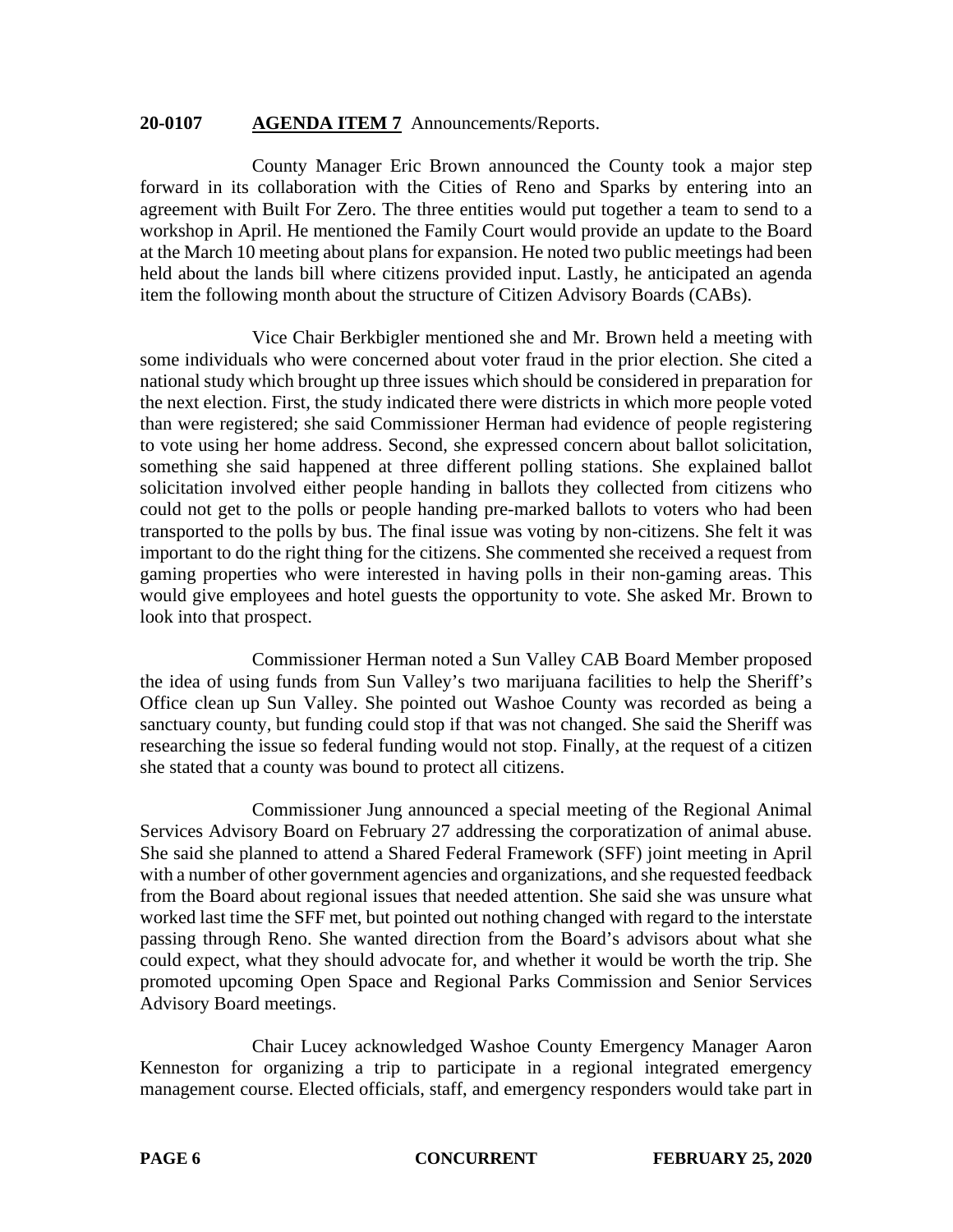**20-0107 AGENDA ITEM 7** Announcements/Reports.

County Manager Eric Brown announced the County took a major step forward in its collaboration with the Cities of Reno and Sparks by entering into an agreement with Built For Zero. The three entities would put together a team to send to a workshop in April. He mentioned the Family Court would provide an update to the Board at the March 10 meeting about plans for expansion. He noted two public meetings had been held about the lands bill where citizens provided input. Lastly, he anticipated an agenda item the following month about the structure of Citizen Advisory Boards (CABs).

Vice Chair Berkbigler mentioned she and Mr. Brown held a meeting with some individuals who were concerned about voter fraud in the prior election. She cited a national study which brought up three issues which should be considered in preparation for the next election. First, the study indicated there were districts in which more people voted than were registered; she said Commissioner Herman had evidence of people registering to vote using her home address. Second, she expressed concern about ballot solicitation, something she said happened at three different polling stations. She explained ballot solicitation involved either people handing in ballots they collected from citizens who could not get to the polls or people handing pre-marked ballots to voters who had been transported to the polls by bus. The final issue was voting by non-citizens. She felt it was important to do the right thing for the citizens. She commented she received a request from gaming properties who were interested in having polls in their non-gaming areas. This would give employees and hotel guests the opportunity to vote. She asked Mr. Brown to look into that prospect.

Commissioner Herman noted a Sun Valley CAB Board Member proposed the idea of using funds from Sun Valley's two marijuana facilities to help the Sheriff's Office clean up Sun Valley. She pointed out Washoe County was recorded as being a sanctuary county, but funding could stop if that was not changed. She said the Sheriff was researching the issue so federal funding would not stop. Finally, at the request of a citizen she stated that a county was bound to protect all citizens.

Commissioner Jung announced a special meeting of the Regional Animal Services Advisory Board on February 27 addressing the corporatization of animal abuse. She said she planned to attend a Shared Federal Framework (SFF) joint meeting in April with a number of other government agencies and organizations, and she requested feedback from the Board about regional issues that needed attention. She said she was unsure what worked last time the SFF met, but pointed out nothing changed with regard to the interstate passing through Reno. She wanted direction from the Board's advisors about what she could expect, what they should advocate for, and whether it would be worth the trip. She promoted upcoming Open Space and Regional Parks Commission and Senior Services Advisory Board meetings.

Chair Lucey acknowledged Washoe County Emergency Manager Aaron Kenneston for organizing a trip to participate in a regional integrated emergency management course. Elected officials, staff, and emergency responders would take part in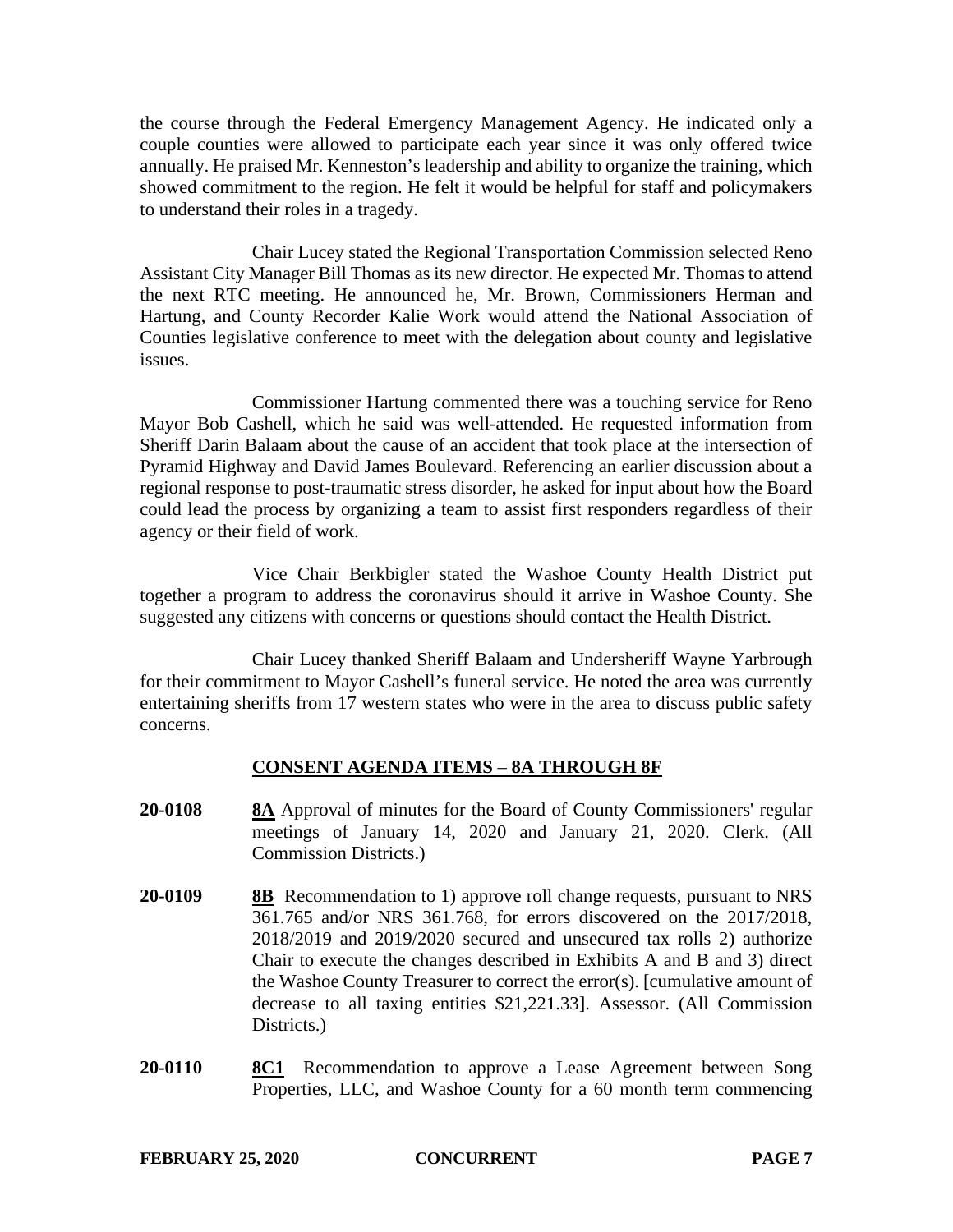the course through the Federal Emergency Management Agency. He indicated only a couple counties were allowed to participate each year since it was only offered twice annually. He praised Mr. Kenneston's leadership and ability to organize the training, which showed commitment to the region. He felt it would be helpful for staff and policymakers to understand their roles in a tragedy.

Chair Lucey stated the Regional Transportation Commission selected Reno Assistant City Manager Bill Thomas as its new director. He expected Mr. Thomas to attend the next RTC meeting. He announced he, Mr. Brown, Commissioners Herman and Hartung, and County Recorder Kalie Work would attend the National Association of Counties legislative conference to meet with the delegation about county and legislative issues.

Commissioner Hartung commented there was a touching service for Reno Mayor Bob Cashell, which he said was well-attended. He requested information from Sheriff Darin Balaam about the cause of an accident that took place at the intersection of Pyramid Highway and David James Boulevard. Referencing an earlier discussion about a regional response to post-traumatic stress disorder, he asked for input about how the Board could lead the process by organizing a team to assist first responders regardless of their agency or their field of work.

Vice Chair Berkbigler stated the Washoe County Health District put together a program to address the coronavirus should it arrive in Washoe County. She suggested any citizens with concerns or questions should contact the Health District.

Chair Lucey thanked Sheriff Balaam and Undersheriff Wayne Yarbrough for their commitment to Mayor Cashell's funeral service. He noted the area was currently entertaining sheriffs from 17 western states who were in the area to discuss public safety concerns.

## CONSENT AGENDA ITEMS – 8A THROUGH 8F

**20-0108** **8A** Approval of minutes for the Board of County Commissioners' regular meetings of January 14, 2020 and January 21, 2020. Clerk. (All Commission Districts.)

**20-0109** **8B** Recommendation to 1) approve roll change requests, pursuant to NRS 361.765 and/or NRS 361.768, for errors discovered on the 2017/2018, 2018/2019 and 2019/2020 secured and unsecured tax rolls 2) authorize Chair to execute the changes described in Exhibits A and B and 3) direct the Washoe County Treasurer to correct the error(s). [cumulative amount of decrease to all taxing entities $21,221.33]. Assessor. (All Commission Districts.)

**20-0110** **8C1** Recommendation to approve a Lease Agreement between Song Properties, LLC, and Washoe County for a 60 month term commencing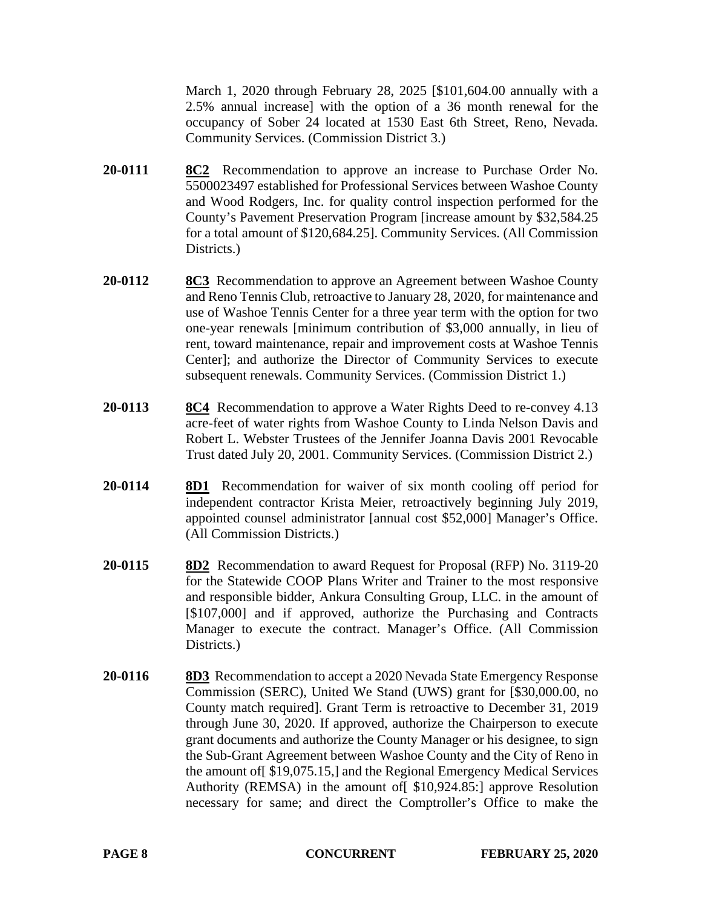March 1, 2020 through February 28, 2025 [$101,604.00 annually with a 2.5% annual increase] with the option of a 36 month renewal for the occupancy of Sober 24 located at 1530 East 6th Street, Reno, Nevada. Community Services. (Commission District 3.)

**20-0111** **8C2** Recommendation to approve an increase to Purchase Order No. 5500023497 established for Professional Services between Washoe County and Wood Rodgers, Inc. for quality control inspection performed for the County's Pavement Preservation Program [increase amount by $32,584.25 for a total amount of $120,684.25]. Community Services. (All Commission Districts.)

**20-0112** **8C3** Recommendation to approve an Agreement between Washoe County and Reno Tennis Club, retroactive to January 28, 2020, for maintenance and use of Washoe Tennis Center for a three year term with the option for two one-year renewals [minimum contribution of $3,000 annually, in lieu of rent, toward maintenance, repair and improvement costs at Washoe Tennis Center]; and authorize the Director of Community Services to execute subsequent renewals. Community Services. (Commission District 1.)

**20-0113** **8C4** Recommendation to approve a Water Rights Deed to re-convey 4.13 acre-feet of water rights from Washoe County to Linda Nelson Davis and Robert L. Webster Trustees of the Jennifer Joanna Davis 2001 Revocable Trust dated July 20, 2001. Community Services. (Commission District 2.)

**20-0114** **8D1** Recommendation for waiver of six month cooling off period for independent contractor Krista Meier, retroactively beginning July 2019, appointed counsel administrator [annual cost $52,000] Manager's Office. (All Commission Districts.)

**20-0115** **8D2** Recommendation to award Request for Proposal (RFP) No. 3119-20 for the Statewide COOP Plans Writer and Trainer to the most responsive and responsible bidder, Ankura Consulting Group, LLC. in the amount of [$107,000] and if approved, authorize the Purchasing and Contracts Manager to execute the contract. Manager's Office. (All Commission Districts.)

**20-0116** **8D3** Recommendation to accept a 2020 Nevada State Emergency Response Commission (SERC), United We Stand (UWS) grant for [$30,000.00, no County match required]. Grant Term is retroactive to December 31, 2019 through June 30, 2020. If approved, authorize the Chairperson to execute grant documents and authorize the County Manager or his designee, to sign the Sub-Grant Agreement between Washoe County and the City of Reno in the amount of[ $19,075.15,] and the Regional Emergency Medical Services Authority (REMSA) in the amount of[ $10,924.85:] approve Resolution necessary for same; and direct the Comptroller's Office to make the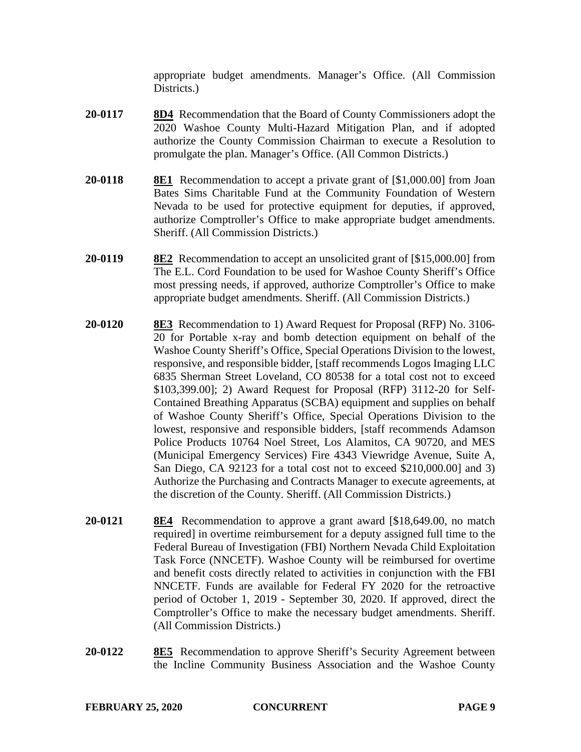appropriate budget amendments. Manager's Office. (All Commission Districts.)

**20-0117** **8D4** Recommendation that the Board of County Commissioners adopt the 2020 Washoe County Multi-Hazard Mitigation Plan, and if adopted authorize the County Commission Chairman to execute a Resolution to promulgate the plan. Manager's Office. (All Common Districts.)

**20-0118** **8E1** Recommendation to accept a private grant of [$1,000.00] from Joan Bates Sims Charitable Fund at the Community Foundation of Western Nevada to be used for protective equipment for deputies, if approved, authorize Comptroller's Office to make appropriate budget amendments. Sheriff. (All Commission Districts.)

**20-0119** **8E2** Recommendation to accept an unsolicited grant of [$15,000.00] from The E.L. Cord Foundation to be used for Washoe County Sheriff's Office most pressing needs, if approved, authorize Comptroller's Office to make appropriate budget amendments. Sheriff. (All Commission Districts.)

**20-0120** **8E3** Recommendation to 1) Award Request for Proposal (RFP) No. 3106-20 for Portable x-ray and bomb detection equipment on behalf of the Washoe County Sheriff's Office, Special Operations Division to the lowest, responsive, and responsible bidder, [staff recommends Logos Imaging LLC 6835 Sherman Street Loveland, CO 80538 for a total cost not to exceed $103,399.00]; 2) Award Request for Proposal (RFP) 3112-20 for Self-Contained Breathing Apparatus (SCBA) equipment and supplies on behalf of Washoe County Sheriff's Office, Special Operations Division to the lowest, responsive and responsible bidders, [staff recommends Adamson Police Products 10764 Noel Street, Los Alamitos, CA 90720, and MES (Municipal Emergency Services) Fire 4343 Viewridge Avenue, Suite A, San Diego, CA 92123 for a total cost not to exceed $210,000.00] and 3) Authorize the Purchasing and Contracts Manager to execute agreements, at the discretion of the County. Sheriff. (All Commission Districts.)

**20-0121** **8E4** Recommendation to approve a grant award [$18,649.00, no match required] in overtime reimbursement for a deputy assigned full time to the Federal Bureau of Investigation (FBI) Northern Nevada Child Exploitation Task Force (NNCETF). Washoe County will be reimbursed for overtime and benefit costs directly related to activities in conjunction with the FBI NNCETF. Funds are available for Federal FY 2020 for the retroactive period of October 1, 2019 - September 30, 2020. If approved, direct the Comptroller's Office to make the necessary budget amendments. Sheriff. (All Commission Districts.)

**20-0122** **8E5** Recommendation to approve Sheriff's Security Agreement between the Incline Community Business Association and the Washoe County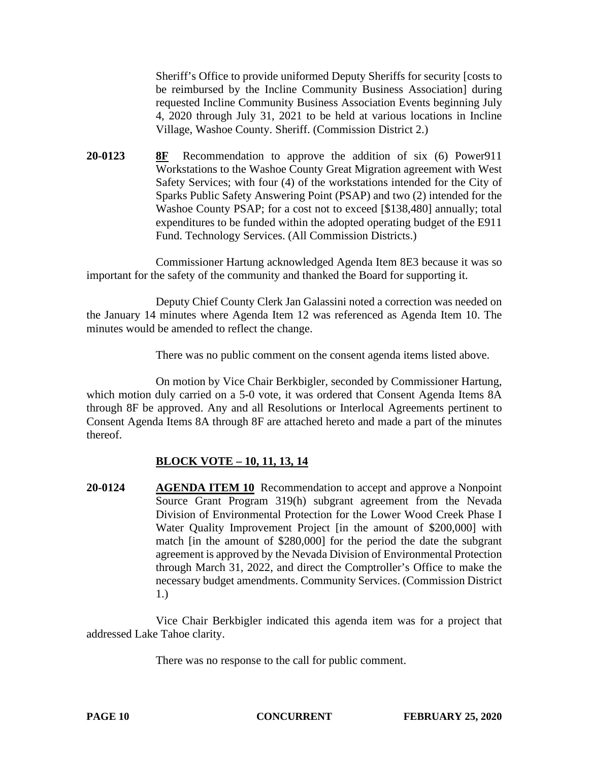Sheriff's Office to provide uniformed Deputy Sheriffs for security [costs to be reimbursed by the Incline Community Business Association] during requested Incline Community Business Association Events beginning July 4, 2020 through July 31, 2021 to be held at various locations in Incline Village, Washoe County. Sheriff. (Commission District 2.)

**20-0123** **8F** Recommendation to approve the addition of six (6) Power911 Workstations to the Washoe County Great Migration agreement with West Safety Services; with four (4) of the workstations intended for the City of Sparks Public Safety Answering Point (PSAP) and two (2) intended for the Washoe County PSAP; for a cost not to exceed [$138,480] annually; total expenditures to be funded within the adopted operating budget of the E911 Fund. Technology Services. (All Commission Districts.)

Commissioner Hartung acknowledged Agenda Item 8E3 because it was so important for the safety of the community and thanked the Board for supporting it.

Deputy Chief County Clerk Jan Galassini noted a correction was needed on the January 14 minutes where Agenda Item 12 was referenced as Agenda Item 10. The minutes would be amended to reflect the change.

There was no public comment on the consent agenda items listed above.

On motion by Vice Chair Berkbigler, seconded by Commissioner Hartung, which motion duly carried on a 5-0 vote, it was ordered that Consent Agenda Items 8A through 8F be approved. Any and all Resolutions or Interlocal Agreements pertinent to Consent Agenda Items 8A through 8F are attached hereto and made a part of the minutes thereof.

## BLOCK VOTE – 10, 11, 13, 14

**20-0124** **AGENDA ITEM 10** Recommendation to accept and approve a Nonpoint Source Grant Program 319(h) subgrant agreement from the Nevada Division of Environmental Protection for the Lower Wood Creek Phase I Water Quality Improvement Project [in the amount of $200,000] with match [in the amount of $280,000] for the period the date the subgrant agreement is approved by the Nevada Division of Environmental Protection through March 31, 2022, and direct the Comptroller's Office to make the necessary budget amendments. Community Services. (Commission District 1.)

Vice Chair Berkbigler indicated this agenda item was for a project that addressed Lake Tahoe clarity.

There was no response to the call for public comment.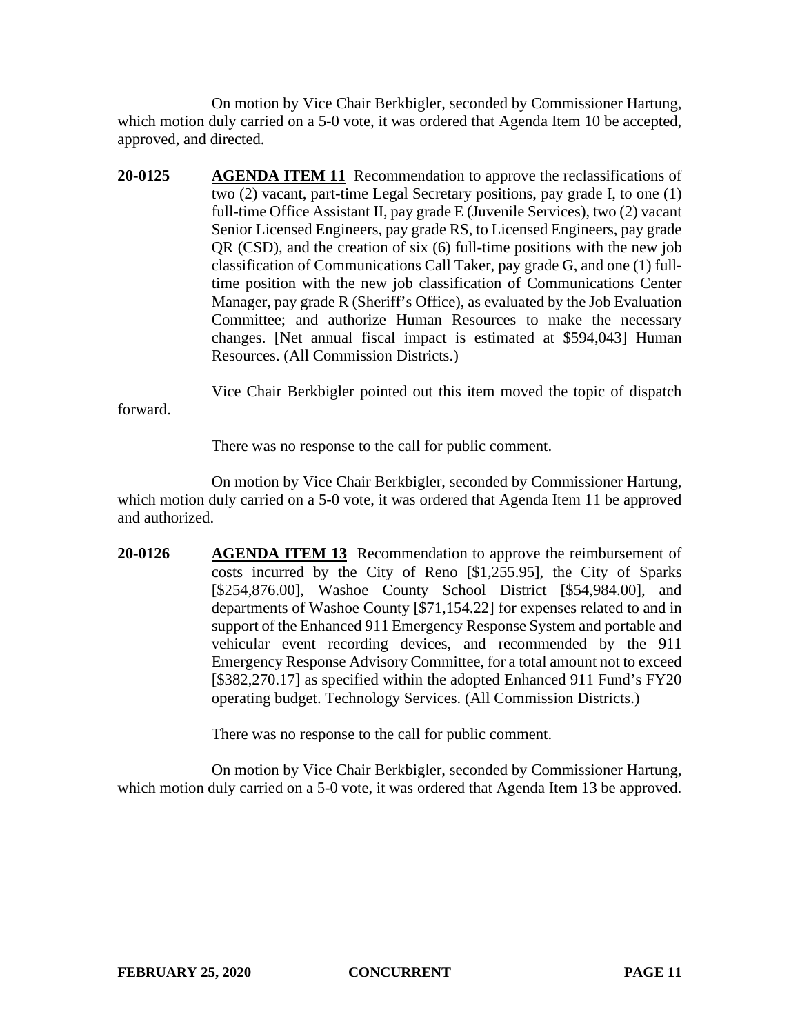On motion by Vice Chair Berkbigler, seconded by Commissioner Hartung, which motion duly carried on a 5-0 vote, it was ordered that Agenda Item 10 be accepted, approved, and directed.

**20-0125** **AGENDA ITEM 11** Recommendation to approve the reclassifications of two (2) vacant, part-time Legal Secretary positions, pay grade I, to one (1) full-time Office Assistant II, pay grade E (Juvenile Services), two (2) vacant Senior Licensed Engineers, pay grade RS, to Licensed Engineers, pay grade QR (CSD), and the creation of six (6) full-time positions with the new job classification of Communications Call Taker, pay grade G, and one (1) full-time position with the new job classification of Communications Center Manager, pay grade R (Sheriff's Office), as evaluated by the Job Evaluation Committee; and authorize Human Resources to make the necessary changes. [Net annual fiscal impact is estimated at $594,043] Human Resources. (All Commission Districts.)

Vice Chair Berkbigler pointed out this item moved the topic of dispatch forward.

There was no response to the call for public comment.

On motion by Vice Chair Berkbigler, seconded by Commissioner Hartung, which motion duly carried on a 5-0 vote, it was ordered that Agenda Item 11 be approved and authorized.

**20-0126** **AGENDA ITEM 13** Recommendation to approve the reimbursement of costs incurred by the City of Reno [$1,255.95], the City of Sparks [$254,876.00], Washoe County School District [$54,984.00], and departments of Washoe County [$71,154.22] for expenses related to and in support of the Enhanced 911 Emergency Response System and portable and vehicular event recording devices, and recommended by the 911 Emergency Response Advisory Committee, for a total amount not to exceed [$382,270.17] as specified within the adopted Enhanced 911 Fund's FY20 operating budget. Technology Services. (All Commission Districts.)

There was no response to the call for public comment.

On motion by Vice Chair Berkbigler, seconded by Commissioner Hartung, which motion duly carried on a 5-0 vote, it was ordered that Agenda Item 13 be approved.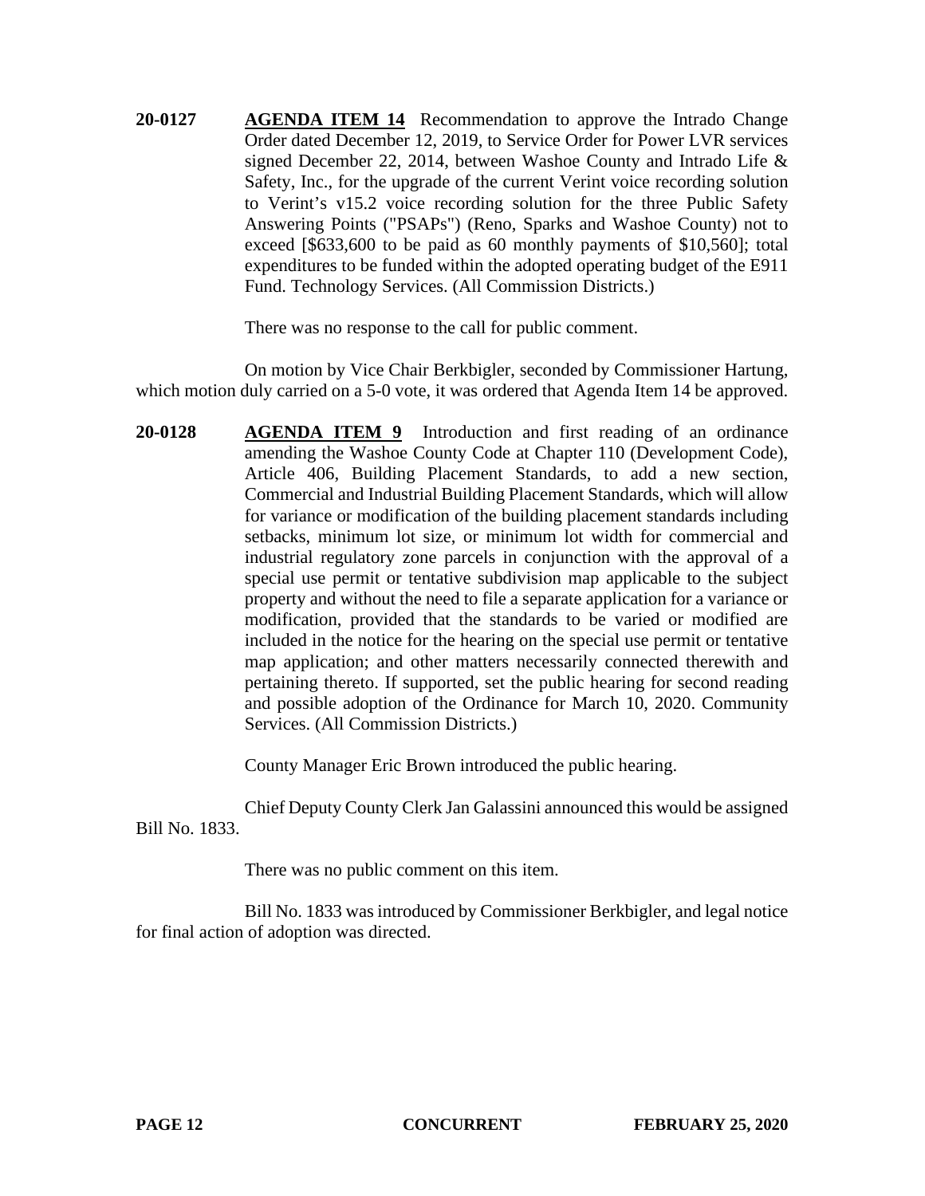**20-0127** **AGENDA ITEM 14** Recommendation to approve the Intrado Change Order dated December 12, 2019, to Service Order for Power LVR services signed December 22, 2014, between Washoe County and Intrado Life & Safety, Inc., for the upgrade of the current Verint voice recording solution to Verint's v15.2 voice recording solution for the three Public Safety Answering Points ("PSAPs") (Reno, Sparks and Washoe County) not to exceed [$633,600 to be paid as 60 monthly payments of $10,560]; total expenditures to be funded within the adopted operating budget of the E911 Fund. Technology Services. (All Commission Districts.)

There was no response to the call for public comment.

On motion by Vice Chair Berkbigler, seconded by Commissioner Hartung, which motion duly carried on a 5-0 vote, it was ordered that Agenda Item 14 be approved.

**20-0128** **AGENDA ITEM 9** Introduction and first reading of an ordinance amending the Washoe County Code at Chapter 110 (Development Code), Article 406, Building Placement Standards, to add a new section, Commercial and Industrial Building Placement Standards, which will allow for variance or modification of the building placement standards including setbacks, minimum lot size, or minimum lot width for commercial and industrial regulatory zone parcels in conjunction with the approval of a special use permit or tentative subdivision map applicable to the subject property and without the need to file a separate application for a variance or modification, provided that the standards to be varied or modified are included in the notice for the hearing on the special use permit or tentative map application; and other matters necessarily connected therewith and pertaining thereto. If supported, set the public hearing for second reading and possible adoption of the Ordinance for March 10, 2020. Community Services. (All Commission Districts.)

County Manager Eric Brown introduced the public hearing.

Chief Deputy County Clerk Jan Galassini announced this would be assigned Bill No. 1833.

There was no public comment on this item.

Bill No. 1833 was introduced by Commissioner Berkbigler, and legal notice for final action of adoption was directed.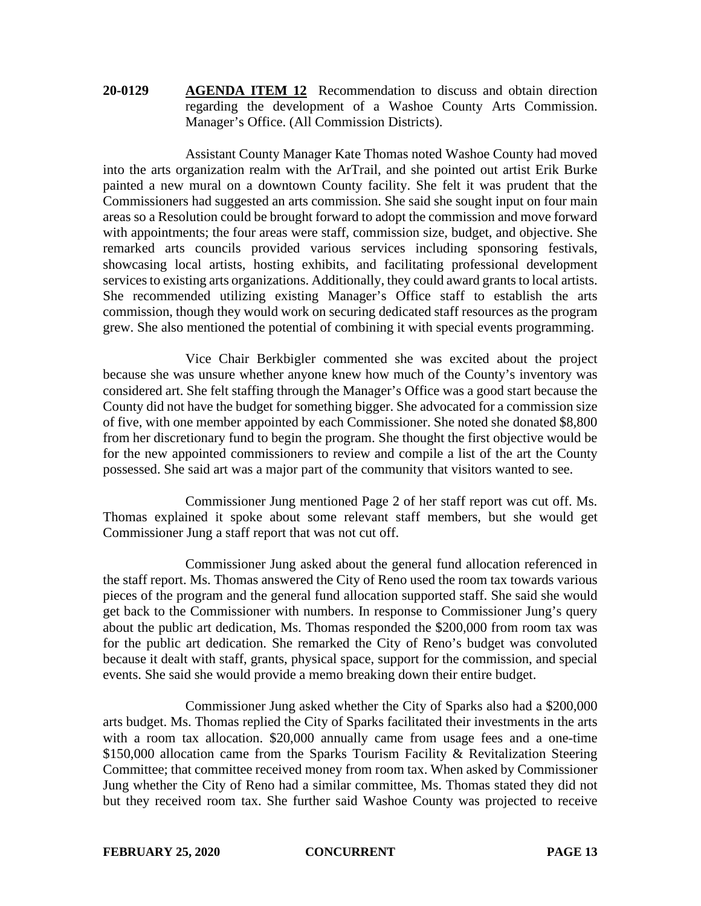**20-0129** **AGENDA ITEM 12** Recommendation to discuss and obtain direction regarding the development of a Washoe County Arts Commission. Manager's Office. (All Commission Districts).

Assistant County Manager Kate Thomas noted Washoe County had moved into the arts organization realm with the ArTrail, and she pointed out artist Erik Burke painted a new mural on a downtown County facility. She felt it was prudent that the Commissioners had suggested an arts commission. She said she sought input on four main areas so a Resolution could be brought forward to adopt the commission and move forward with appointments; the four areas were staff, commission size, budget, and objective. She remarked arts councils provided various services including sponsoring festivals, showcasing local artists, hosting exhibits, and facilitating professional development services to existing arts organizations. Additionally, they could award grants to local artists. She recommended utilizing existing Manager's Office staff to establish the arts commission, though they would work on securing dedicated staff resources as the program grew. She also mentioned the potential of combining it with special events programming.

Vice Chair Berkbigler commented she was excited about the project because she was unsure whether anyone knew how much of the County's inventory was considered art. She felt staffing through the Manager's Office was a good start because the County did not have the budget for something bigger. She advocated for a commission size of five, with one member appointed by each Commissioner. She noted she donated $8,800 from her discretionary fund to begin the program. She thought the first objective would be for the new appointed commissioners to review and compile a list of the art the County possessed. She said art was a major part of the community that visitors wanted to see.

Commissioner Jung mentioned Page 2 of her staff report was cut off. Ms. Thomas explained it spoke about some relevant staff members, but she would get Commissioner Jung a staff report that was not cut off.

Commissioner Jung asked about the general fund allocation referenced in the staff report. Ms. Thomas answered the City of Reno used the room tax towards various pieces of the program and the general fund allocation supported staff. She said she would get back to the Commissioner with numbers. In response to Commissioner Jung's query about the public art dedication, Ms. Thomas responded the $200,000 from room tax was for the public art dedication. She remarked the City of Reno's budget was convoluted because it dealt with staff, grants, physical space, support for the commission, and special events. She said she would provide a memo breaking down their entire budget.

Commissioner Jung asked whether the City of Sparks also had a $200,000 arts budget. Ms. Thomas replied the City of Sparks facilitated their investments in the arts with a room tax allocation. $20,000 annually came from usage fees and a one-time $150,000 allocation came from the Sparks Tourism Facility & Revitalization Steering Committee; that committee received money from room tax. When asked by Commissioner Jung whether the City of Reno had a similar committee, Ms. Thomas stated they did not but they received room tax. She further said Washoe County was projected to receive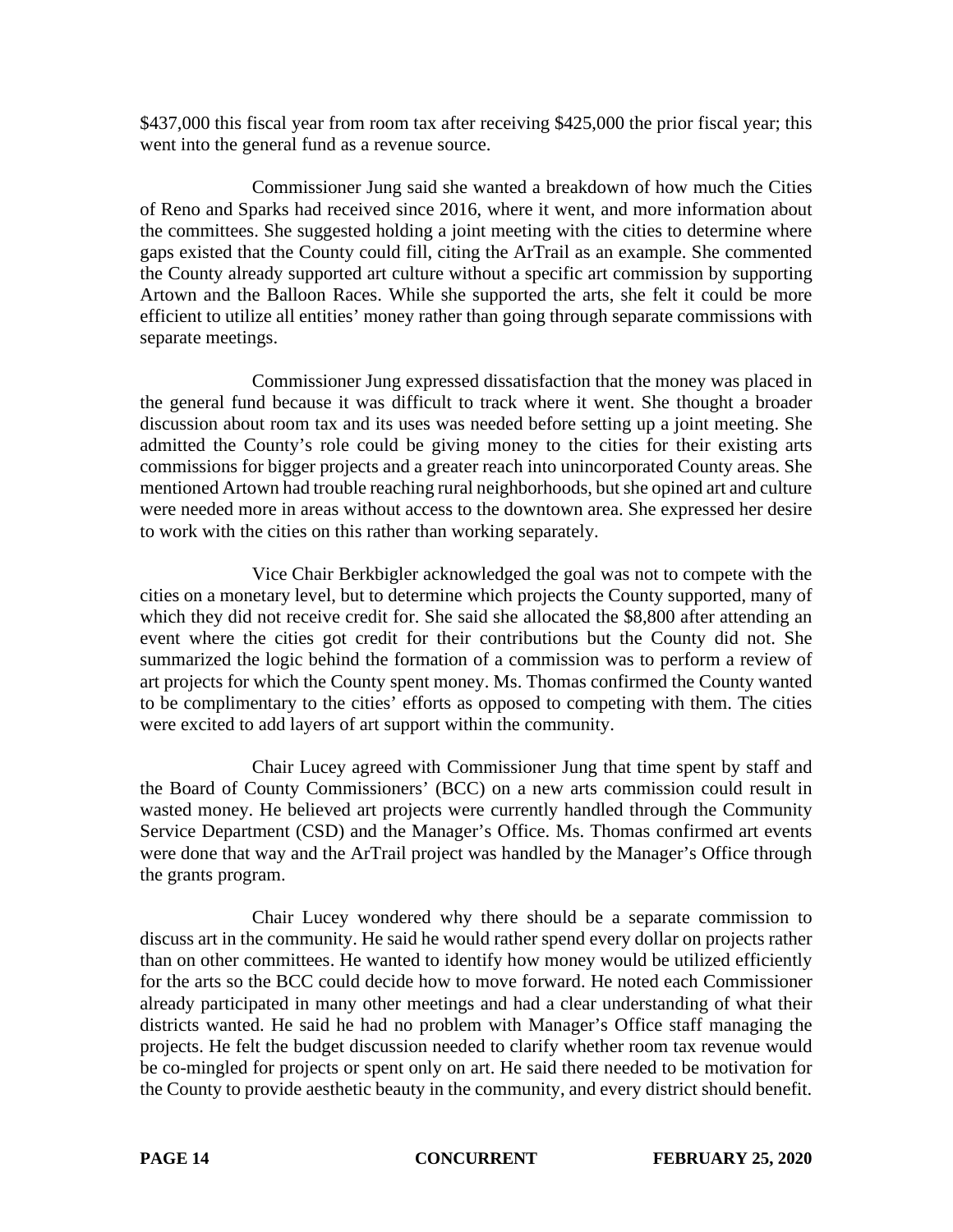$437,000 this fiscal year from room tax after receiving $425,000 the prior fiscal year; this went into the general fund as a revenue source.

Commissioner Jung said she wanted a breakdown of how much the Cities of Reno and Sparks had received since 2016, where it went, and more information about the committees. She suggested holding a joint meeting with the cities to determine where gaps existed that the County could fill, citing the ArTrail as an example. She commented the County already supported art culture without a specific art commission by supporting Artown and the Balloon Races. While she supported the arts, she felt it could be more efficient to utilize all entities' money rather than going through separate commissions with separate meetings.

Commissioner Jung expressed dissatisfaction that the money was placed in the general fund because it was difficult to track where it went. She thought a broader discussion about room tax and its uses was needed before setting up a joint meeting. She admitted the County's role could be giving money to the cities for their existing arts commissions for bigger projects and a greater reach into unincorporated County areas. She mentioned Artown had trouble reaching rural neighborhoods, but she opined art and culture were needed more in areas without access to the downtown area. She expressed her desire to work with the cities on this rather than working separately.

Vice Chair Berkbigler acknowledged the goal was not to compete with the cities on a monetary level, but to determine which projects the County supported, many of which they did not receive credit for. She said she allocated the $8,800 after attending an event where the cities got credit for their contributions but the County did not. She summarized the logic behind the formation of a commission was to perform a review of art projects for which the County spent money. Ms. Thomas confirmed the County wanted to be complimentary to the cities' efforts as opposed to competing with them. The cities were excited to add layers of art support within the community.

Chair Lucey agreed with Commissioner Jung that time spent by staff and the Board of County Commissioners' (BCC) on a new arts commission could result in wasted money. He believed art projects were currently handled through the Community Service Department (CSD) and the Manager's Office. Ms. Thomas confirmed art events were done that way and the ArTrail project was handled by the Manager's Office through the grants program.

Chair Lucey wondered why there should be a separate commission to discuss art in the community. He said he would rather spend every dollar on projects rather than on other committees. He wanted to identify how money would be utilized efficiently for the arts so the BCC could decide how to move forward. He noted each Commissioner already participated in many other meetings and had a clear understanding of what their districts wanted. He said he had no problem with Manager's Office staff managing the projects. He felt the budget discussion needed to clarify whether room tax revenue would be co-mingled for projects or spent only on art. He said there needed to be motivation for the County to provide aesthetic beauty in the community, and every district should benefit.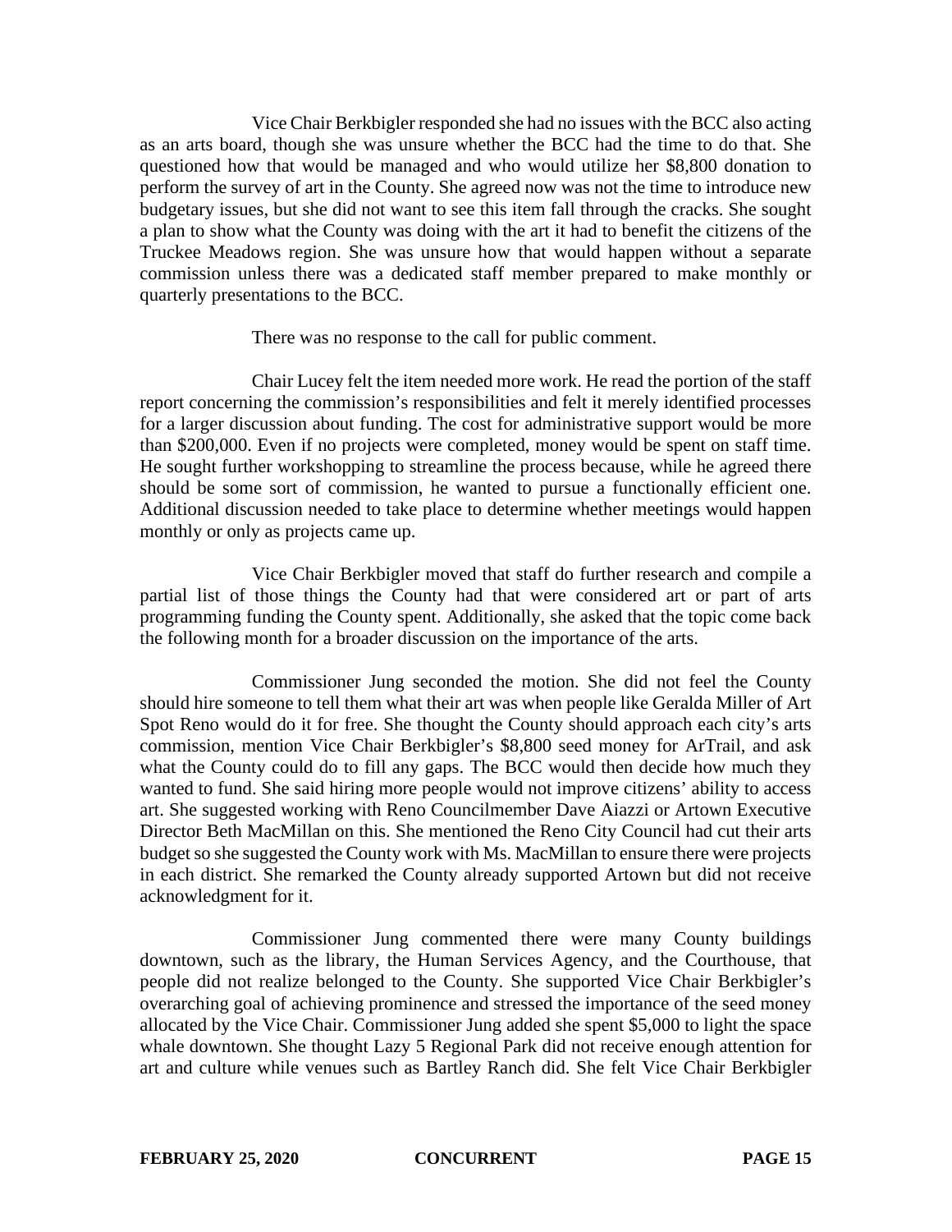Vice Chair Berkbigler responded she had no issues with the BCC also acting as an arts board, though she was unsure whether the BCC had the time to do that. She questioned how that would be managed and who would utilize her $8,800 donation to perform the survey of art in the County. She agreed now was not the time to introduce new budgetary issues, but she did not want to see this item fall through the cracks. She sought a plan to show what the County was doing with the art it had to benefit the citizens of the Truckee Meadows region. She was unsure how that would happen without a separate commission unless there was a dedicated staff member prepared to make monthly or quarterly presentations to the BCC.

There was no response to the call for public comment.

Chair Lucey felt the item needed more work. He read the portion of the staff report concerning the commission's responsibilities and felt it merely identified processes for a larger discussion about funding. The cost for administrative support would be more than $200,000. Even if no projects were completed, money would be spent on staff time. He sought further workshopping to streamline the process because, while he agreed there should be some sort of commission, he wanted to pursue a functionally efficient one. Additional discussion needed to take place to determine whether meetings would happen monthly or only as projects came up.

Vice Chair Berkbigler moved that staff do further research and compile a partial list of those things the County had that were considered art or part of arts programming funding the County spent. Additionally, she asked that the topic come back the following month for a broader discussion on the importance of the arts.

Commissioner Jung seconded the motion. She did not feel the County should hire someone to tell them what their art was when people like Geralda Miller of Art Spot Reno would do it for free. She thought the County should approach each city's arts commission, mention Vice Chair Berkbigler's $8,800 seed money for ArTrail, and ask what the County could do to fill any gaps. The BCC would then decide how much they wanted to fund. She said hiring more people would not improve citizens' ability to access art. She suggested working with Reno Councilmember Dave Aiazzi or Artown Executive Director Beth MacMillan on this. She mentioned the Reno City Council had cut their arts budget so she suggested the County work with Ms. MacMillan to ensure there were projects in each district. She remarked the County already supported Artown but did not receive acknowledgment for it.

Commissioner Jung commented there were many County buildings downtown, such as the library, the Human Services Agency, and the Courthouse, that people did not realize belonged to the County. She supported Vice Chair Berkbigler's overarching goal of achieving prominence and stressed the importance of the seed money allocated by the Vice Chair. Commissioner Jung added she spent $5,000 to light the space whale downtown. She thought Lazy 5 Regional Park did not receive enough attention for art and culture while venues such as Bartley Ranch did. She felt Vice Chair Berkbigler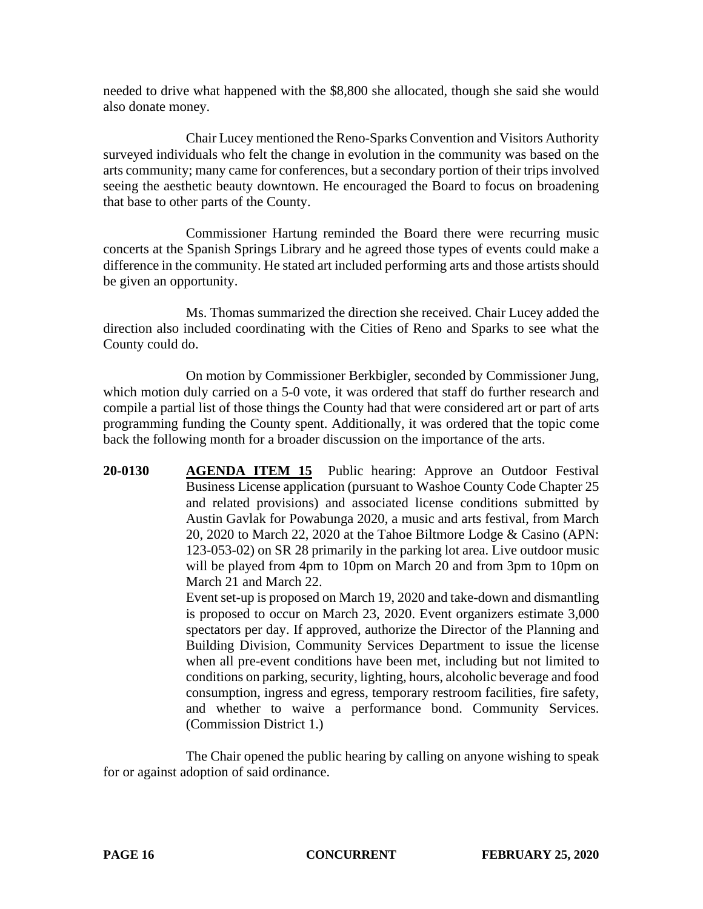needed to drive what happened with the $8,800 she allocated, though she said she would also donate money.

Chair Lucey mentioned the Reno-Sparks Convention and Visitors Authority surveyed individuals who felt the change in evolution in the community was based on the arts community; many came for conferences, but a secondary portion of their trips involved seeing the aesthetic beauty downtown. He encouraged the Board to focus on broadening that base to other parts of the County.

Commissioner Hartung reminded the Board there were recurring music concerts at the Spanish Springs Library and he agreed those types of events could make a difference in the community. He stated art included performing arts and those artists should be given an opportunity.

Ms. Thomas summarized the direction she received. Chair Lucey added the direction also included coordinating with the Cities of Reno and Sparks to see what the County could do.

On motion by Commissioner Berkbigler, seconded by Commissioner Jung, which motion duly carried on a 5-0 vote, it was ordered that staff do further research and compile a partial list of those things the County had that were considered art or part of arts programming funding the County spent. Additionally, it was ordered that the topic come back the following month for a broader discussion on the importance of the arts.

**20-0130** **AGENDA ITEM 15** Public hearing: Approve an Outdoor Festival Business License application (pursuant to Washoe County Code Chapter 25 and related provisions) and associated license conditions submitted by Austin Gavlak for Powabunga 2020, a music and arts festival, from March 20, 2020 to March 22, 2020 at the Tahoe Biltmore Lodge & Casino (APN: 123-053-02) on SR 28 primarily in the parking lot area. Live outdoor music will be played from 4pm to 10pm on March 20 and from 3pm to 10pm on March 21 and March 22.

Event set-up is proposed on March 19, 2020 and take-down and dismantling is proposed to occur on March 23, 2020. Event organizers estimate 3,000 spectators per day. If approved, authorize the Director of the Planning and Building Division, Community Services Department to issue the license when all pre-event conditions have been met, including but not limited to conditions on parking, security, lighting, hours, alcoholic beverage and food consumption, ingress and egress, temporary restroom facilities, fire safety, and whether to waive a performance bond. Community Services. (Commission District 1.)

The Chair opened the public hearing by calling on anyone wishing to speak for or against adoption of said ordinance.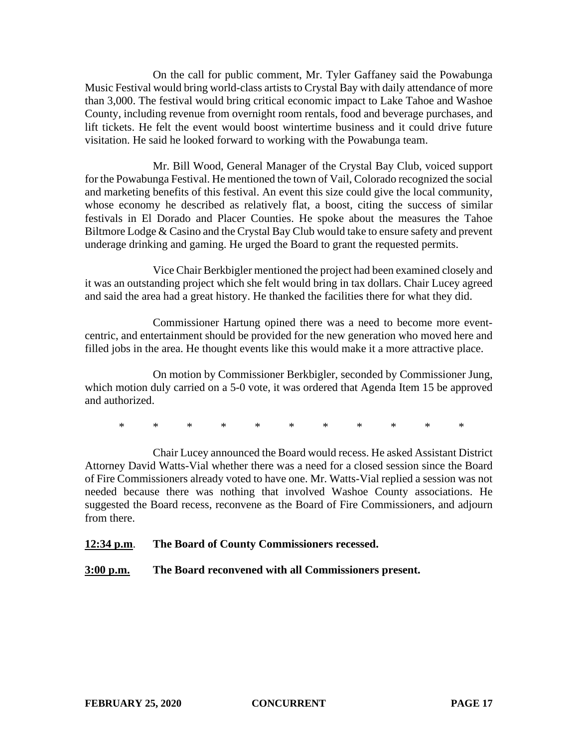On the call for public comment, Mr. Tyler Gaffaney said the Powabunga Music Festival would bring world-class artists to Crystal Bay with daily attendance of more than 3,000. The festival would bring critical economic impact to Lake Tahoe and Washoe County, including revenue from overnight room rentals, food and beverage purchases, and lift tickets. He felt the event would boost wintertime business and it could drive future visitation. He said he looked forward to working with the Powabunga team.

Mr. Bill Wood, General Manager of the Crystal Bay Club, voiced support for the Powabunga Festival. He mentioned the town of Vail, Colorado recognized the social and marketing benefits of this festival. An event this size could give the local community, whose economy he described as relatively flat, a boost, citing the success of similar festivals in El Dorado and Placer Counties. He spoke about the measures the Tahoe Biltmore Lodge & Casino and the Crystal Bay Club would take to ensure safety and prevent underage drinking and gaming. He urged the Board to grant the requested permits.

Vice Chair Berkbigler mentioned the project had been examined closely and it was an outstanding project which she felt would bring in tax dollars. Chair Lucey agreed and said the area had a great history. He thanked the facilities there for what they did.

Commissioner Hartung opined there was a need to become more event-centric, and entertainment should be provided for the new generation who moved here and filled jobs in the area. He thought events like this would make it a more attractive place.

On motion by Commissioner Berkbigler, seconded by Commissioner Jung, which motion duly carried on a 5-0 vote, it was ordered that Agenda Item 15 be approved and authorized.

\* \* \* \* \* \* \* \* \* \* \*

Chair Lucey announced the Board would recess. He asked Assistant District Attorney David Watts-Vial whether there was a need for a closed session since the Board of Fire Commissioners already voted to have one. Mr. Watts-Vial replied a session was not needed because there was nothing that involved Washoe County associations. He suggested the Board recess, reconvene as the Board of Fire Commissioners, and adjourn from there.

**<u>12:34 p.m</u>. The Board of County Commissioners recessed.**

**<u>3:00 p.m.</u> The Board reconvened with all Commissioners present.**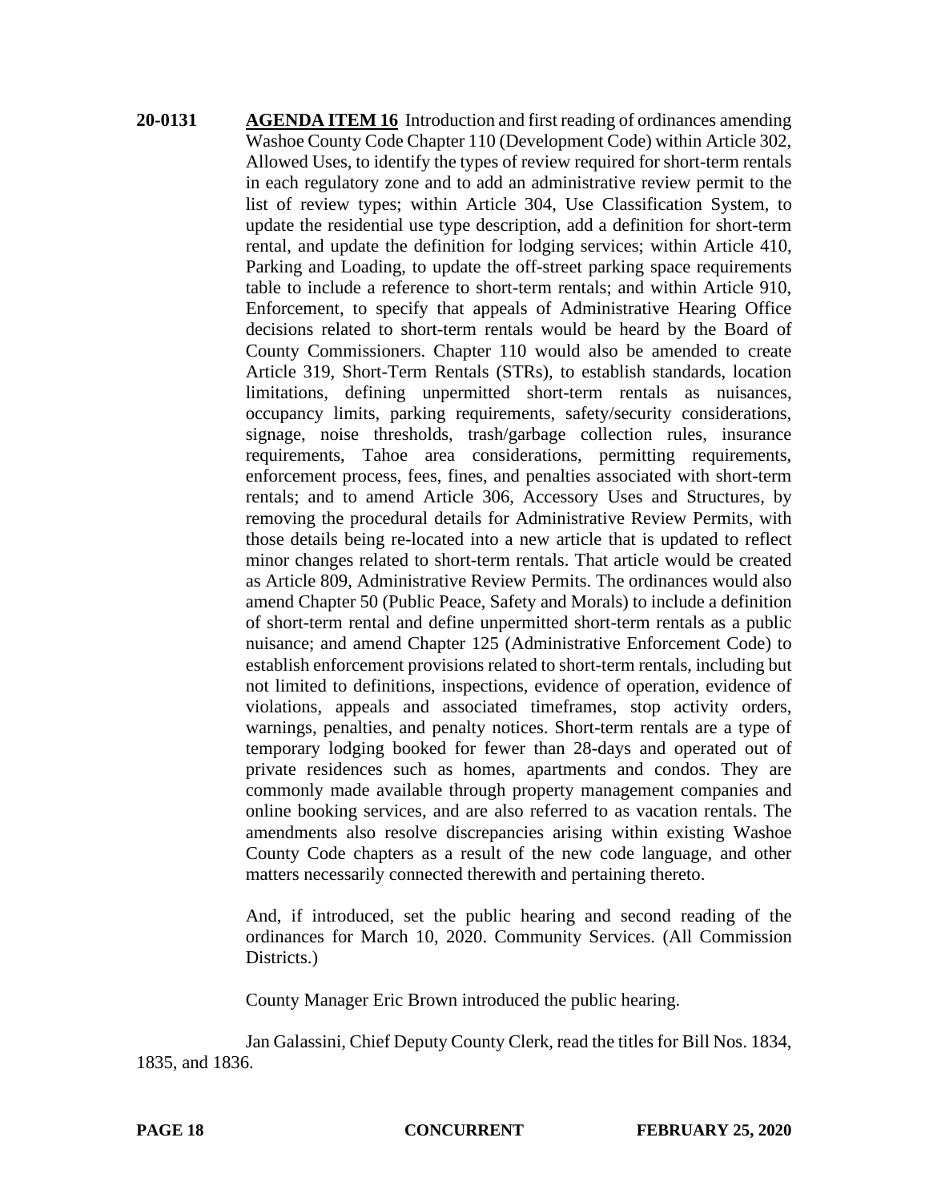**20-0131** **AGENDA ITEM 16** Introduction and first reading of ordinances amending Washoe County Code Chapter 110 (Development Code) within Article 302, Allowed Uses, to identify the types of review required for short-term rentals in each regulatory zone and to add an administrative review permit to the list of review types; within Article 304, Use Classification System, to update the residential use type description, add a definition for short-term rental, and update the definition for lodging services; within Article 410, Parking and Loading, to update the off-street parking space requirements table to include a reference to short-term rentals; and within Article 910, Enforcement, to specify that appeals of Administrative Hearing Office decisions related to short-term rentals would be heard by the Board of County Commissioners. Chapter 110 would also be amended to create Article 319, Short-Term Rentals (STRs), to establish standards, location limitations, defining unpermitted short-term rentals as nuisances, occupancy limits, parking requirements, safety/security considerations, signage, noise thresholds, trash/garbage collection rules, insurance requirements, Tahoe area considerations, permitting requirements, enforcement process, fees, fines, and penalties associated with short-term rentals; and to amend Article 306, Accessory Uses and Structures, by removing the procedural details for Administrative Review Permits, with those details being re-located into a new article that is updated to reflect minor changes related to short-term rentals. That article would be created as Article 809, Administrative Review Permits. The ordinances would also amend Chapter 50 (Public Peace, Safety and Morals) to include a definition of short-term rental and define unpermitted short-term rentals as a public nuisance; and amend Chapter 125 (Administrative Enforcement Code) to establish enforcement provisions related to short-term rentals, including but not limited to definitions, inspections, evidence of operation, evidence of violations, appeals and associated timeframes, stop activity orders, warnings, penalties, and penalty notices. Short-term rentals are a type of temporary lodging booked for fewer than 28-days and operated out of private residences such as homes, apartments and condos. They are commonly made available through property management companies and online booking services, and are also referred to as vacation rentals. The amendments also resolve discrepancies arising within existing Washoe County Code chapters as a result of the new code language, and other matters necessarily connected therewith and pertaining thereto.

And, if introduced, set the public hearing and second reading of the ordinances for March 10, 2020. Community Services. (All Commission Districts.)

County Manager Eric Brown introduced the public hearing.

Jan Galassini, Chief Deputy County Clerk, read the titles for Bill Nos. 1834, 1835, and 1836.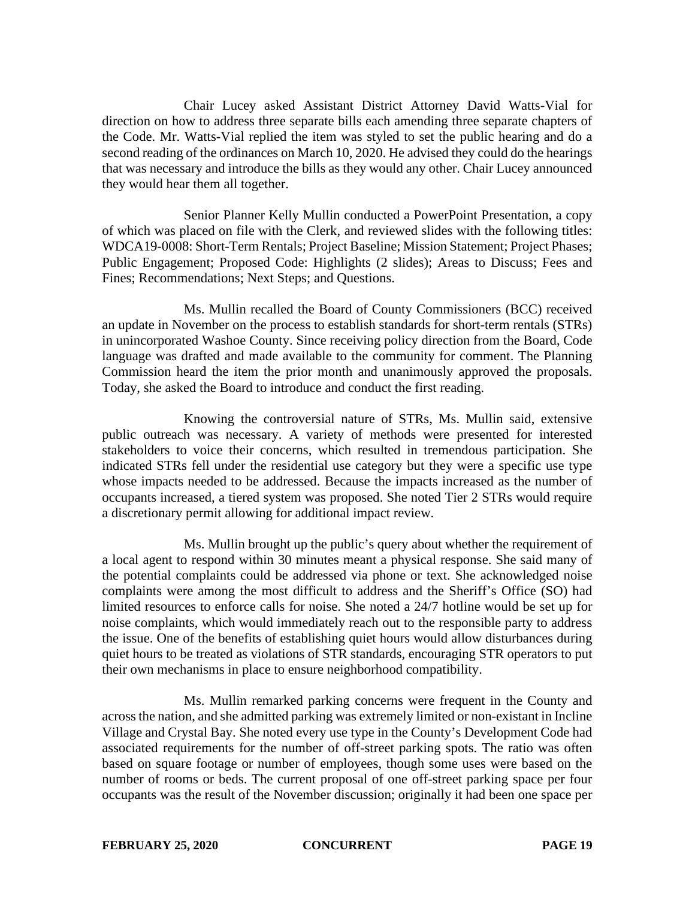Chair Lucey asked Assistant District Attorney David Watts-Vial for direction on how to address three separate bills each amending three separate chapters of the Code. Mr. Watts-Vial replied the item was styled to set the public hearing and do a second reading of the ordinances on March 10, 2020. He advised they could do the hearings that was necessary and introduce the bills as they would any other. Chair Lucey announced they would hear them all together.

Senior Planner Kelly Mullin conducted a PowerPoint Presentation, a copy of which was placed on file with the Clerk, and reviewed slides with the following titles: WDCA19-0008: Short-Term Rentals; Project Baseline; Mission Statement; Project Phases; Public Engagement; Proposed Code: Highlights (2 slides); Areas to Discuss; Fees and Fines; Recommendations; Next Steps; and Questions.

Ms. Mullin recalled the Board of County Commissioners (BCC) received an update in November on the process to establish standards for short-term rentals (STRs) in unincorporated Washoe County. Since receiving policy direction from the Board, Code language was drafted and made available to the community for comment. The Planning Commission heard the item the prior month and unanimously approved the proposals. Today, she asked the Board to introduce and conduct the first reading.

Knowing the controversial nature of STRs, Ms. Mullin said, extensive public outreach was necessary. A variety of methods were presented for interested stakeholders to voice their concerns, which resulted in tremendous participation. She indicated STRs fell under the residential use category but they were a specific use type whose impacts needed to be addressed. Because the impacts increased as the number of occupants increased, a tiered system was proposed. She noted Tier 2 STRs would require a discretionary permit allowing for additional impact review.

Ms. Mullin brought up the public's query about whether the requirement of a local agent to respond within 30 minutes meant a physical response. She said many of the potential complaints could be addressed via phone or text. She acknowledged noise complaints were among the most difficult to address and the Sheriff's Office (SO) had limited resources to enforce calls for noise. She noted a 24/7 hotline would be set up for noise complaints, which would immediately reach out to the responsible party to address the issue. One of the benefits of establishing quiet hours would allow disturbances during quiet hours to be treated as violations of STR standards, encouraging STR operators to put their own mechanisms in place to ensure neighborhood compatibility.

Ms. Mullin remarked parking concerns were frequent in the County and across the nation, and she admitted parking was extremely limited or non-existant in Incline Village and Crystal Bay. She noted every use type in the County's Development Code had associated requirements for the number of off-street parking spots. The ratio was often based on square footage or number of employees, though some uses were based on the number of rooms or beds. The current proposal of one off-street parking space per four occupants was the result of the November discussion; originally it had been one space per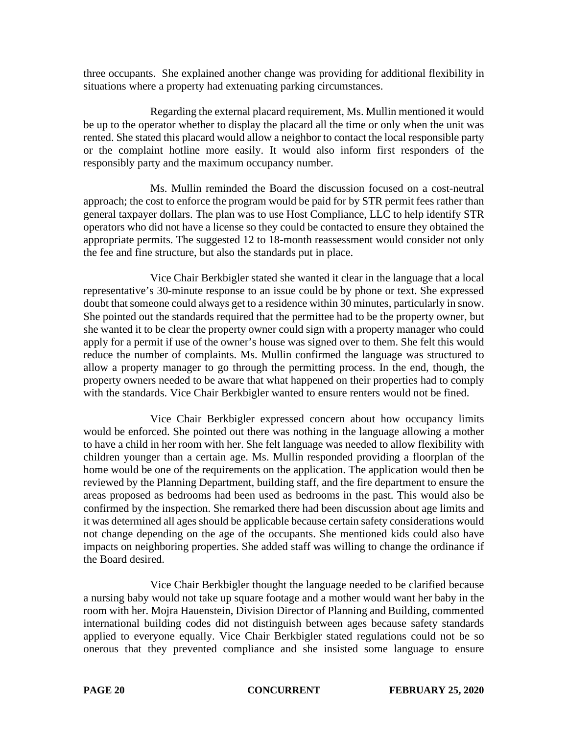three occupants. She explained another change was providing for additional flexibility in situations where a property had extenuating parking circumstances.

Regarding the external placard requirement, Ms. Mullin mentioned it would be up to the operator whether to display the placard all the time or only when the unit was rented. She stated this placard would allow a neighbor to contact the local responsible party or the complaint hotline more easily. It would also inform first responders of the responsibly party and the maximum occupancy number.

Ms. Mullin reminded the Board the discussion focused on a cost-neutral approach; the cost to enforce the program would be paid for by STR permit fees rather than general taxpayer dollars. The plan was to use Host Compliance, LLC to help identify STR operators who did not have a license so they could be contacted to ensure they obtained the appropriate permits. The suggested 12 to 18-month reassessment would consider not only the fee and fine structure, but also the standards put in place.

Vice Chair Berkbigler stated she wanted it clear in the language that a local representative's 30-minute response to an issue could be by phone or text. She expressed doubt that someone could always get to a residence within 30 minutes, particularly in snow. She pointed out the standards required that the permittee had to be the property owner, but she wanted it to be clear the property owner could sign with a property manager who could apply for a permit if use of the owner's house was signed over to them. She felt this would reduce the number of complaints. Ms. Mullin confirmed the language was structured to allow a property manager to go through the permitting process. In the end, though, the property owners needed to be aware that what happened on their properties had to comply with the standards. Vice Chair Berkbigler wanted to ensure renters would not be fined.

Vice Chair Berkbigler expressed concern about how occupancy limits would be enforced. She pointed out there was nothing in the language allowing a mother to have a child in her room with her. She felt language was needed to allow flexibility with children younger than a certain age. Ms. Mullin responded providing a floorplan of the home would be one of the requirements on the application. The application would then be reviewed by the Planning Department, building staff, and the fire department to ensure the areas proposed as bedrooms had been used as bedrooms in the past. This would also be confirmed by the inspection. She remarked there had been discussion about age limits and it was determined all ages should be applicable because certain safety considerations would not change depending on the age of the occupants. She mentioned kids could also have impacts on neighboring properties. She added staff was willing to change the ordinance if the Board desired.

Vice Chair Berkbigler thought the language needed to be clarified because a nursing baby would not take up square footage and a mother would want her baby in the room with her. Mojra Hauenstein, Division Director of Planning and Building, commented international building codes did not distinguish between ages because safety standards applied to everyone equally. Vice Chair Berkbigler stated regulations could not be so onerous that they prevented compliance and she insisted some language to ensure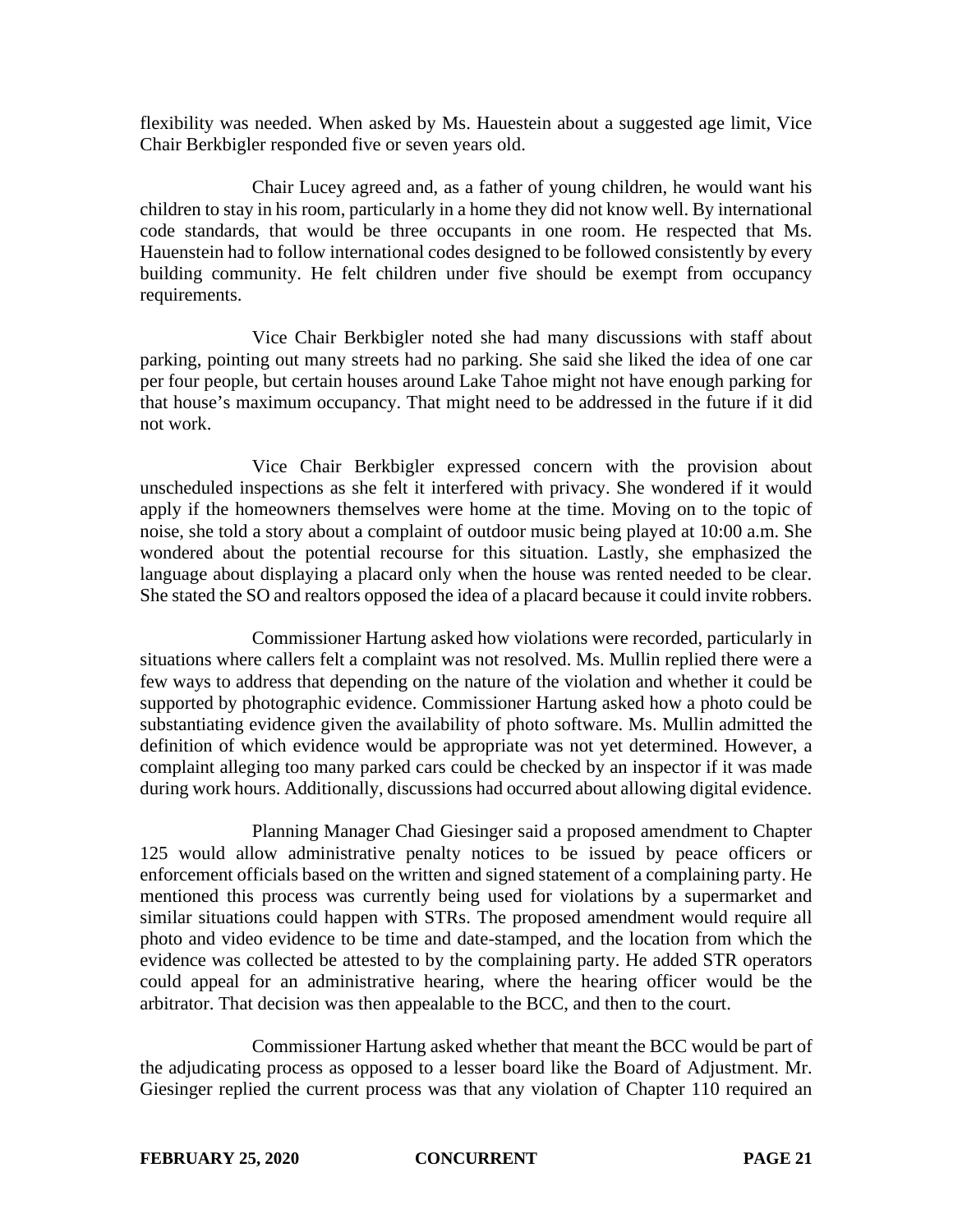flexibility was needed. When asked by Ms. Hauestein about a suggested age limit, Vice Chair Berkbigler responded five or seven years old.

Chair Lucey agreed and, as a father of young children, he would want his children to stay in his room, particularly in a home they did not know well. By international code standards, that would be three occupants in one room. He respected that Ms. Hauenstein had to follow international codes designed to be followed consistently by every building community. He felt children under five should be exempt from occupancy requirements.

Vice Chair Berkbigler noted she had many discussions with staff about parking, pointing out many streets had no parking. She said she liked the idea of one car per four people, but certain houses around Lake Tahoe might not have enough parking for that house's maximum occupancy. That might need to be addressed in the future if it did not work.

Vice Chair Berkbigler expressed concern with the provision about unscheduled inspections as she felt it interfered with privacy. She wondered if it would apply if the homeowners themselves were home at the time. Moving on to the topic of noise, she told a story about a complaint of outdoor music being played at 10:00 a.m. She wondered about the potential recourse for this situation. Lastly, she emphasized the language about displaying a placard only when the house was rented needed to be clear. She stated the SO and realtors opposed the idea of a placard because it could invite robbers.

Commissioner Hartung asked how violations were recorded, particularly in situations where callers felt a complaint was not resolved. Ms. Mullin replied there were a few ways to address that depending on the nature of the violation and whether it could be supported by photographic evidence. Commissioner Hartung asked how a photo could be substantiating evidence given the availability of photo software. Ms. Mullin admitted the definition of which evidence would be appropriate was not yet determined. However, a complaint alleging too many parked cars could be checked by an inspector if it was made during work hours. Additionally, discussions had occurred about allowing digital evidence.

Planning Manager Chad Giesinger said a proposed amendment to Chapter 125 would allow administrative penalty notices to be issued by peace officers or enforcement officials based on the written and signed statement of a complaining party. He mentioned this process was currently being used for violations by a supermarket and similar situations could happen with STRs. The proposed amendment would require all photo and video evidence to be time and date-stamped, and the location from which the evidence was collected be attested to by the complaining party. He added STR operators could appeal for an administrative hearing, where the hearing officer would be the arbitrator. That decision was then appealable to the BCC, and then to the court.

Commissioner Hartung asked whether that meant the BCC would be part of the adjudicating process as opposed to a lesser board like the Board of Adjustment. Mr. Giesinger replied the current process was that any violation of Chapter 110 required an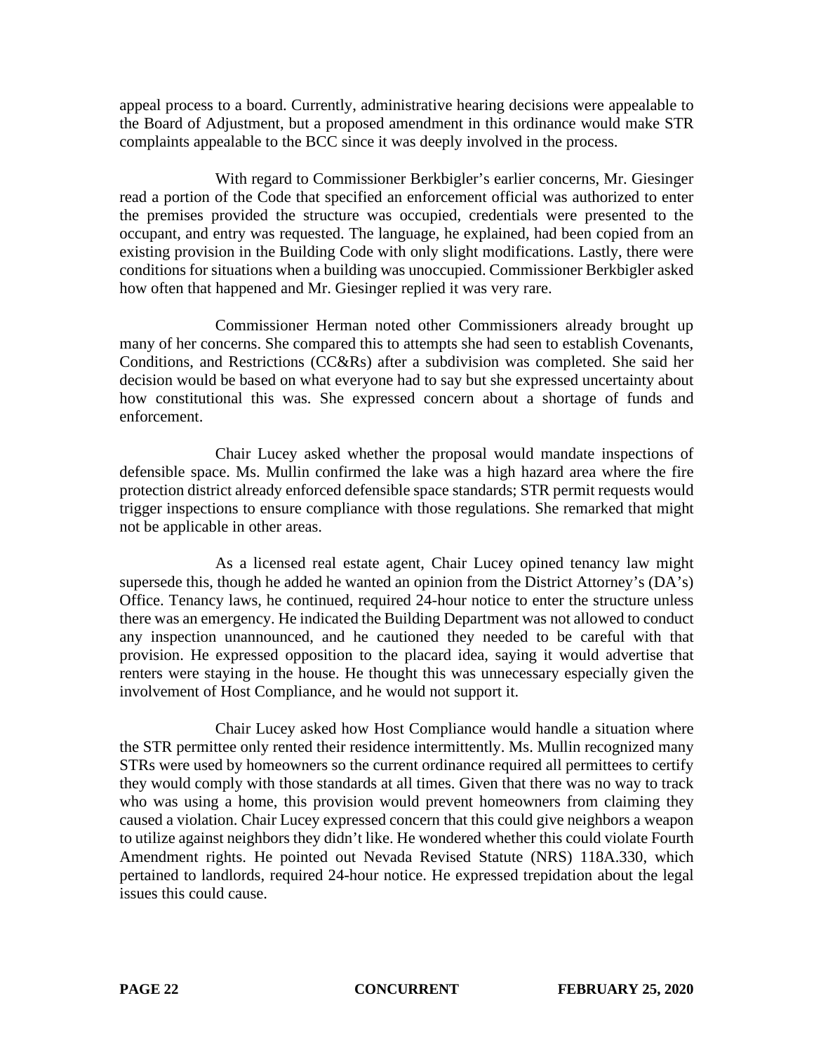appeal process to a board. Currently, administrative hearing decisions were appealable to the Board of Adjustment, but a proposed amendment in this ordinance would make STR complaints appealable to the BCC since it was deeply involved in the process.

With regard to Commissioner Berkbigler's earlier concerns, Mr. Giesinger read a portion of the Code that specified an enforcement official was authorized to enter the premises provided the structure was occupied, credentials were presented to the occupant, and entry was requested. The language, he explained, had been copied from an existing provision in the Building Code with only slight modifications. Lastly, there were conditions for situations when a building was unoccupied. Commissioner Berkbigler asked how often that happened and Mr. Giesinger replied it was very rare.

Commissioner Herman noted other Commissioners already brought up many of her concerns. She compared this to attempts she had seen to establish Covenants, Conditions, and Restrictions (CC&Rs) after a subdivision was completed. She said her decision would be based on what everyone had to say but she expressed uncertainty about how constitutional this was. She expressed concern about a shortage of funds and enforcement.

Chair Lucey asked whether the proposal would mandate inspections of defensible space. Ms. Mullin confirmed the lake was a high hazard area where the fire protection district already enforced defensible space standards; STR permit requests would trigger inspections to ensure compliance with those regulations. She remarked that might not be applicable in other areas.

As a licensed real estate agent, Chair Lucey opined tenancy law might supersede this, though he added he wanted an opinion from the District Attorney's (DA's) Office. Tenancy laws, he continued, required 24-hour notice to enter the structure unless there was an emergency. He indicated the Building Department was not allowed to conduct any inspection unannounced, and he cautioned they needed to be careful with that provision. He expressed opposition to the placard idea, saying it would advertise that renters were staying in the house. He thought this was unnecessary especially given the involvement of Host Compliance, and he would not support it.

Chair Lucey asked how Host Compliance would handle a situation where the STR permittee only rented their residence intermittently. Ms. Mullin recognized many STRs were used by homeowners so the current ordinance required all permittees to certify they would comply with those standards at all times. Given that there was no way to track who was using a home, this provision would prevent homeowners from claiming they caused a violation. Chair Lucey expressed concern that this could give neighbors a weapon to utilize against neighbors they didn't like. He wondered whether this could violate Fourth Amendment rights. He pointed out Nevada Revised Statute (NRS) 118A.330, which pertained to landlords, required 24-hour notice. He expressed trepidation about the legal issues this could cause.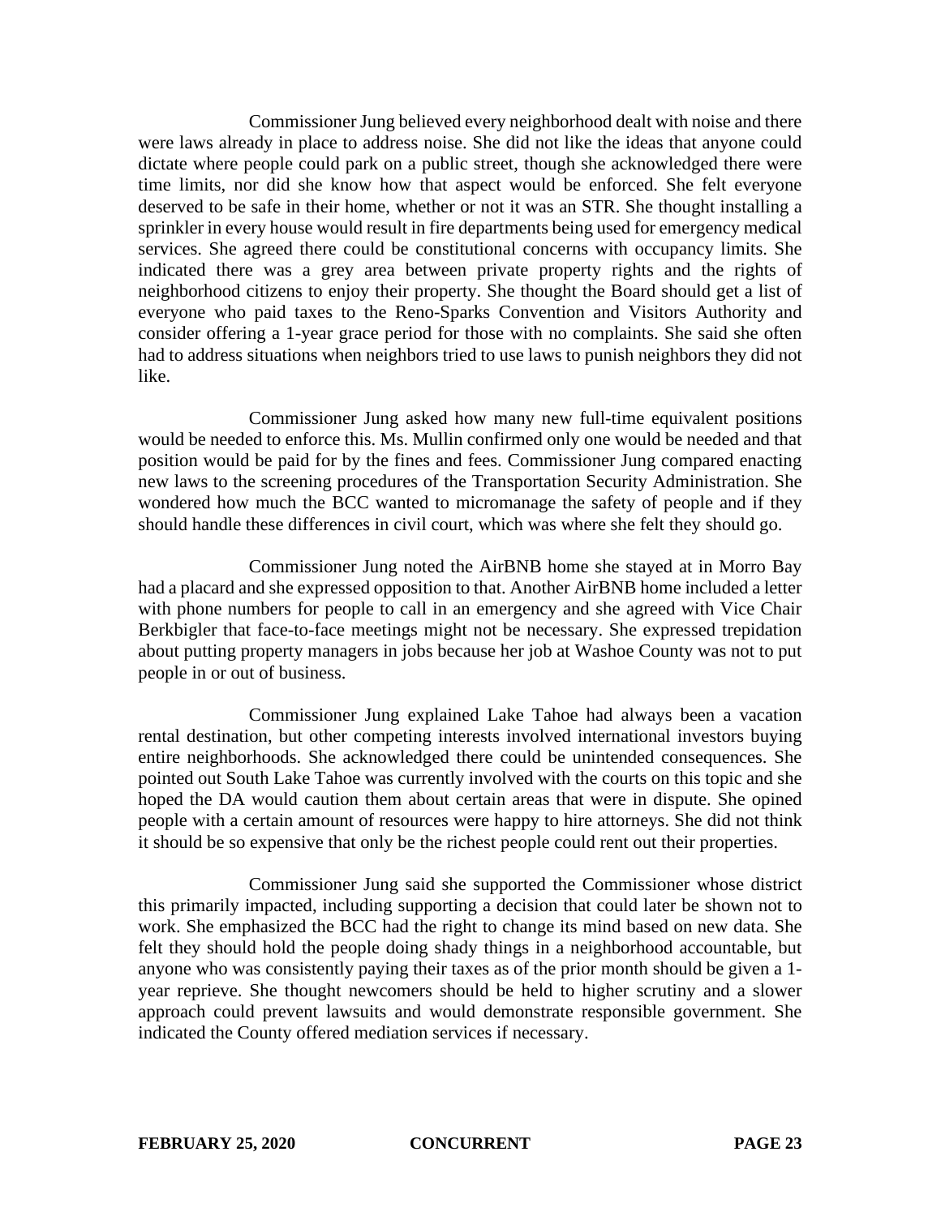Commissioner Jung believed every neighborhood dealt with noise and there were laws already in place to address noise. She did not like the ideas that anyone could dictate where people could park on a public street, though she acknowledged there were time limits, nor did she know how that aspect would be enforced. She felt everyone deserved to be safe in their home, whether or not it was an STR. She thought installing a sprinkler in every house would result in fire departments being used for emergency medical services. She agreed there could be constitutional concerns with occupancy limits. She indicated there was a grey area between private property rights and the rights of neighborhood citizens to enjoy their property. She thought the Board should get a list of everyone who paid taxes to the Reno-Sparks Convention and Visitors Authority and consider offering a 1-year grace period for those with no complaints. She said she often had to address situations when neighbors tried to use laws to punish neighbors they did not like.

Commissioner Jung asked how many new full-time equivalent positions would be needed to enforce this. Ms. Mullin confirmed only one would be needed and that position would be paid for by the fines and fees. Commissioner Jung compared enacting new laws to the screening procedures of the Transportation Security Administration. She wondered how much the BCC wanted to micromanage the safety of people and if they should handle these differences in civil court, which was where she felt they should go.

Commissioner Jung noted the AirBNB home she stayed at in Morro Bay had a placard and she expressed opposition to that. Another AirBNB home included a letter with phone numbers for people to call in an emergency and she agreed with Vice Chair Berkbigler that face-to-face meetings might not be necessary. She expressed trepidation about putting property managers in jobs because her job at Washoe County was not to put people in or out of business.

Commissioner Jung explained Lake Tahoe had always been a vacation rental destination, but other competing interests involved international investors buying entire neighborhoods. She acknowledged there could be unintended consequences. She pointed out South Lake Tahoe was currently involved with the courts on this topic and she hoped the DA would caution them about certain areas that were in dispute. She opined people with a certain amount of resources were happy to hire attorneys. She did not think it should be so expensive that only be the richest people could rent out their properties.

Commissioner Jung said she supported the Commissioner whose district this primarily impacted, including supporting a decision that could later be shown not to work. She emphasized the BCC had the right to change its mind based on new data. She felt they should hold the people doing shady things in a neighborhood accountable, but anyone who was consistently paying their taxes as of the prior month should be given a 1-year reprieve. She thought newcomers should be held to higher scrutiny and a slower approach could prevent lawsuits and would demonstrate responsible government. She indicated the County offered mediation services if necessary.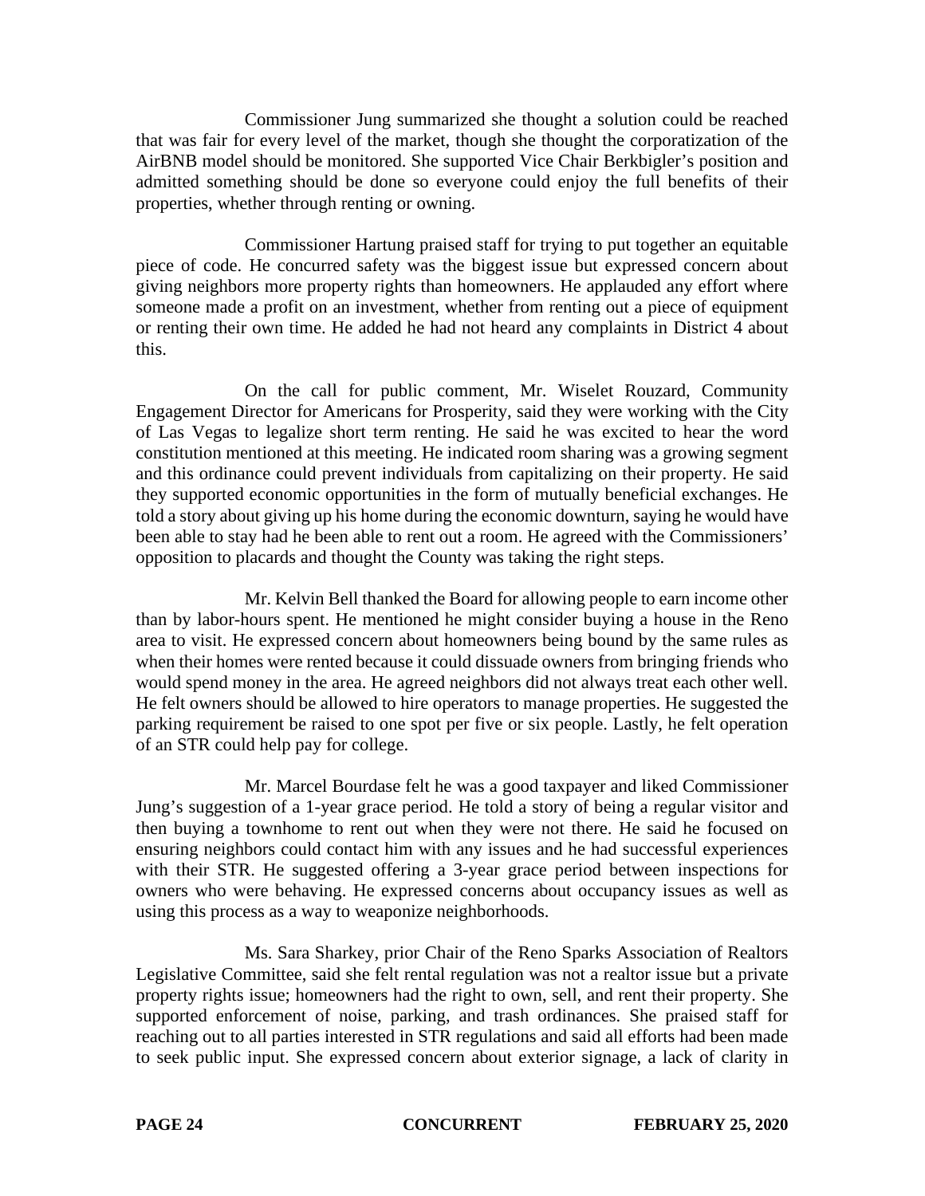Commissioner Jung summarized she thought a solution could be reached that was fair for every level of the market, though she thought the corporatization of the AirBNB model should be monitored. She supported Vice Chair Berkbigler's position and admitted something should be done so everyone could enjoy the full benefits of their properties, whether through renting or owning.

Commissioner Hartung praised staff for trying to put together an equitable piece of code. He concurred safety was the biggest issue but expressed concern about giving neighbors more property rights than homeowners. He applauded any effort where someone made a profit on an investment, whether from renting out a piece of equipment or renting their own time. He added he had not heard any complaints in District 4 about this.

On the call for public comment, Mr. Wiselet Rouzard, Community Engagement Director for Americans for Prosperity, said they were working with the City of Las Vegas to legalize short term renting. He said he was excited to hear the word constitution mentioned at this meeting. He indicated room sharing was a growing segment and this ordinance could prevent individuals from capitalizing on their property. He said they supported economic opportunities in the form of mutually beneficial exchanges. He told a story about giving up his home during the economic downturn, saying he would have been able to stay had he been able to rent out a room. He agreed with the Commissioners' opposition to placards and thought the County was taking the right steps.

Mr. Kelvin Bell thanked the Board for allowing people to earn income other than by labor-hours spent. He mentioned he might consider buying a house in the Reno area to visit. He expressed concern about homeowners being bound by the same rules as when their homes were rented because it could dissuade owners from bringing friends who would spend money in the area. He agreed neighbors did not always treat each other well. He felt owners should be allowed to hire operators to manage properties. He suggested the parking requirement be raised to one spot per five or six people. Lastly, he felt operation of an STR could help pay for college.

Mr. Marcel Bourdase felt he was a good taxpayer and liked Commissioner Jung's suggestion of a 1-year grace period. He told a story of being a regular visitor and then buying a townhome to rent out when they were not there. He said he focused on ensuring neighbors could contact him with any issues and he had successful experiences with their STR. He suggested offering a 3-year grace period between inspections for owners who were behaving. He expressed concerns about occupancy issues as well as using this process as a way to weaponize neighborhoods.

Ms. Sara Sharkey, prior Chair of the Reno Sparks Association of Realtors Legislative Committee, said she felt rental regulation was not a realtor issue but a private property rights issue; homeowners had the right to own, sell, and rent their property. She supported enforcement of noise, parking, and trash ordinances. She praised staff for reaching out to all parties interested in STR regulations and said all efforts had been made to seek public input. She expressed concern about exterior signage, a lack of clarity in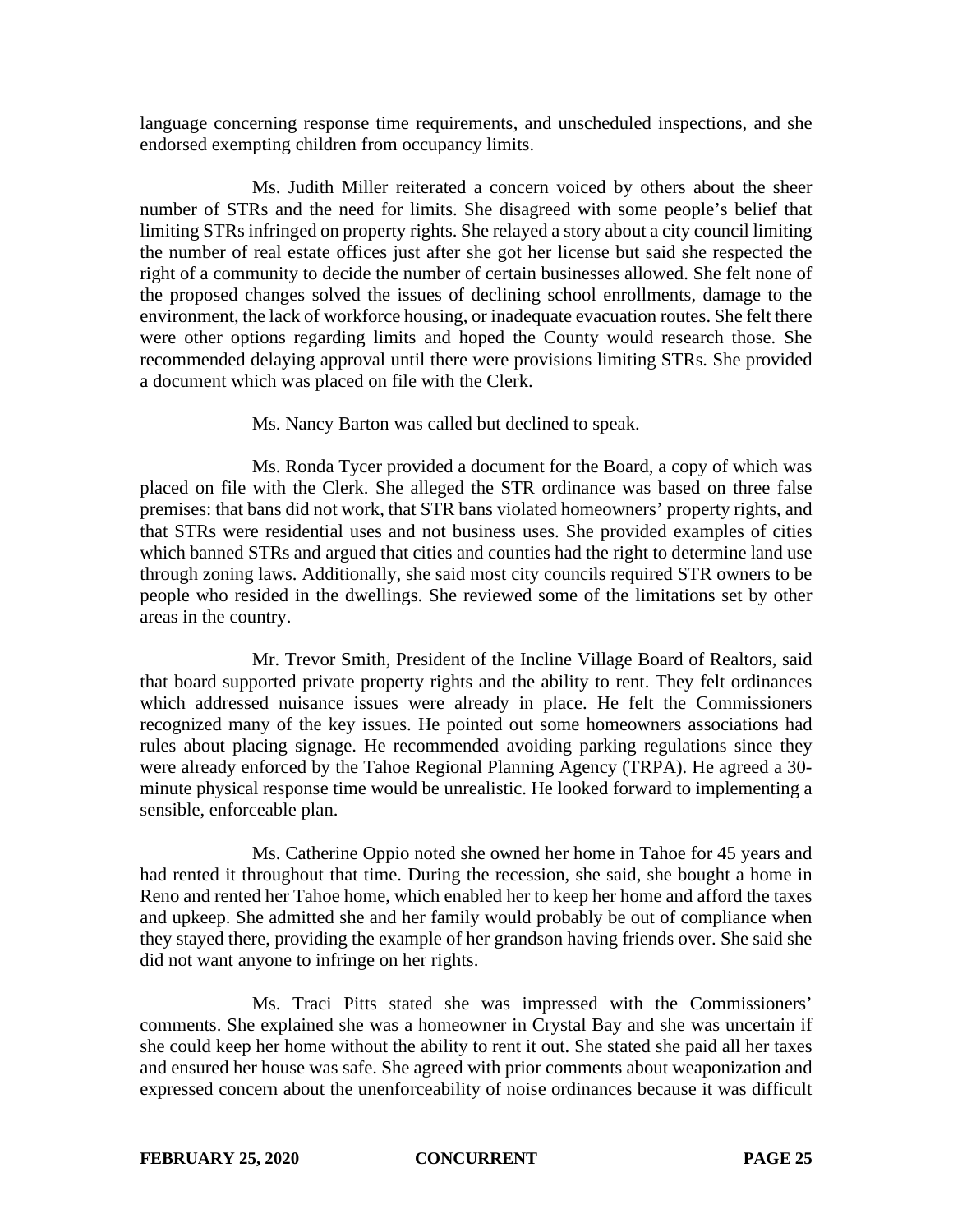language concerning response time requirements, and unscheduled inspections, and she endorsed exempting children from occupancy limits.

Ms. Judith Miller reiterated a concern voiced by others about the sheer number of STRs and the need for limits. She disagreed with some people's belief that limiting STRs infringed on property rights. She relayed a story about a city council limiting the number of real estate offices just after she got her license but said she respected the right of a community to decide the number of certain businesses allowed. She felt none of the proposed changes solved the issues of declining school enrollments, damage to the environment, the lack of workforce housing, or inadequate evacuation routes. She felt there were other options regarding limits and hoped the County would research those. She recommended delaying approval until there were provisions limiting STRs. She provided a document which was placed on file with the Clerk.

Ms. Nancy Barton was called but declined to speak.

Ms. Ronda Tycer provided a document for the Board, a copy of which was placed on file with the Clerk. She alleged the STR ordinance was based on three false premises: that bans did not work, that STR bans violated homeowners' property rights, and that STRs were residential uses and not business uses. She provided examples of cities which banned STRs and argued that cities and counties had the right to determine land use through zoning laws. Additionally, she said most city councils required STR owners to be people who resided in the dwellings. She reviewed some of the limitations set by other areas in the country.

Mr. Trevor Smith, President of the Incline Village Board of Realtors, said that board supported private property rights and the ability to rent. They felt ordinances which addressed nuisance issues were already in place. He felt the Commissioners recognized many of the key issues. He pointed out some homeowners associations had rules about placing signage. He recommended avoiding parking regulations since they were already enforced by the Tahoe Regional Planning Agency (TRPA). He agreed a 30-minute physical response time would be unrealistic. He looked forward to implementing a sensible, enforceable plan.

Ms. Catherine Oppio noted she owned her home in Tahoe for 45 years and had rented it throughout that time. During the recession, she said, she bought a home in Reno and rented her Tahoe home, which enabled her to keep her home and afford the taxes and upkeep. She admitted she and her family would probably be out of compliance when they stayed there, providing the example of her grandson having friends over. She said she did not want anyone to infringe on her rights.

Ms. Traci Pitts stated she was impressed with the Commissioners' comments. She explained she was a homeowner in Crystal Bay and she was uncertain if she could keep her home without the ability to rent it out. She stated she paid all her taxes and ensured her house was safe. She agreed with prior comments about weaponization and expressed concern about the unenforceability of noise ordinances because it was difficult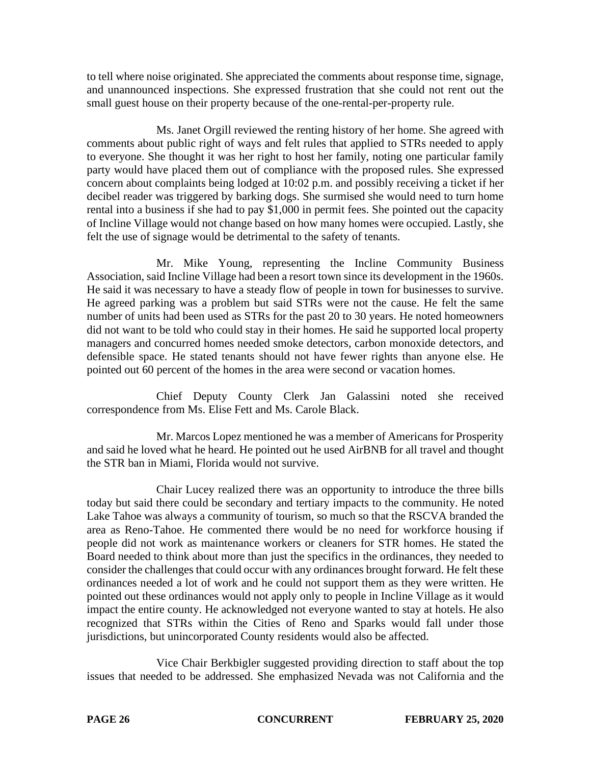to tell where noise originated. She appreciated the comments about response time, signage, and unannounced inspections. She expressed frustration that she could not rent out the small guest house on their property because of the one-rental-per-property rule.

Ms. Janet Orgill reviewed the renting history of her home. She agreed with comments about public right of ways and felt rules that applied to STRs needed to apply to everyone. She thought it was her right to host her family, noting one particular family party would have placed them out of compliance with the proposed rules. She expressed concern about complaints being lodged at 10:02 p.m. and possibly receiving a ticket if her decibel reader was triggered by barking dogs. She surmised she would need to turn home rental into a business if she had to pay $1,000 in permit fees. She pointed out the capacity of Incline Village would not change based on how many homes were occupied. Lastly, she felt the use of signage would be detrimental to the safety of tenants.

Mr. Mike Young, representing the Incline Community Business Association, said Incline Village had been a resort town since its development in the 1960s. He said it was necessary to have a steady flow of people in town for businesses to survive. He agreed parking was a problem but said STRs were not the cause. He felt the same number of units had been used as STRs for the past 20 to 30 years. He noted homeowners did not want to be told who could stay in their homes. He said he supported local property managers and concurred homes needed smoke detectors, carbon monoxide detectors, and defensible space. He stated tenants should not have fewer rights than anyone else. He pointed out 60 percent of the homes in the area were second or vacation homes.

Chief Deputy County Clerk Jan Galassini noted she received correspondence from Ms. Elise Fett and Ms. Carole Black.

Mr. Marcos Lopez mentioned he was a member of Americans for Prosperity and said he loved what he heard. He pointed out he used AirBNB for all travel and thought the STR ban in Miami, Florida would not survive.

Chair Lucey realized there was an opportunity to introduce the three bills today but said there could be secondary and tertiary impacts to the community. He noted Lake Tahoe was always a community of tourism, so much so that the RSCVA branded the area as Reno-Tahoe. He commented there would be no need for workforce housing if people did not work as maintenance workers or cleaners for STR homes. He stated the Board needed to think about more than just the specifics in the ordinances, they needed to consider the challenges that could occur with any ordinances brought forward. He felt these ordinances needed a lot of work and he could not support them as they were written. He pointed out these ordinances would not apply only to people in Incline Village as it would impact the entire county. He acknowledged not everyone wanted to stay at hotels. He also recognized that STRs within the Cities of Reno and Sparks would fall under those jurisdictions, but unincorporated County residents would also be affected.

Vice Chair Berkbigler suggested providing direction to staff about the top issues that needed to be addressed. She emphasized Nevada was not California and the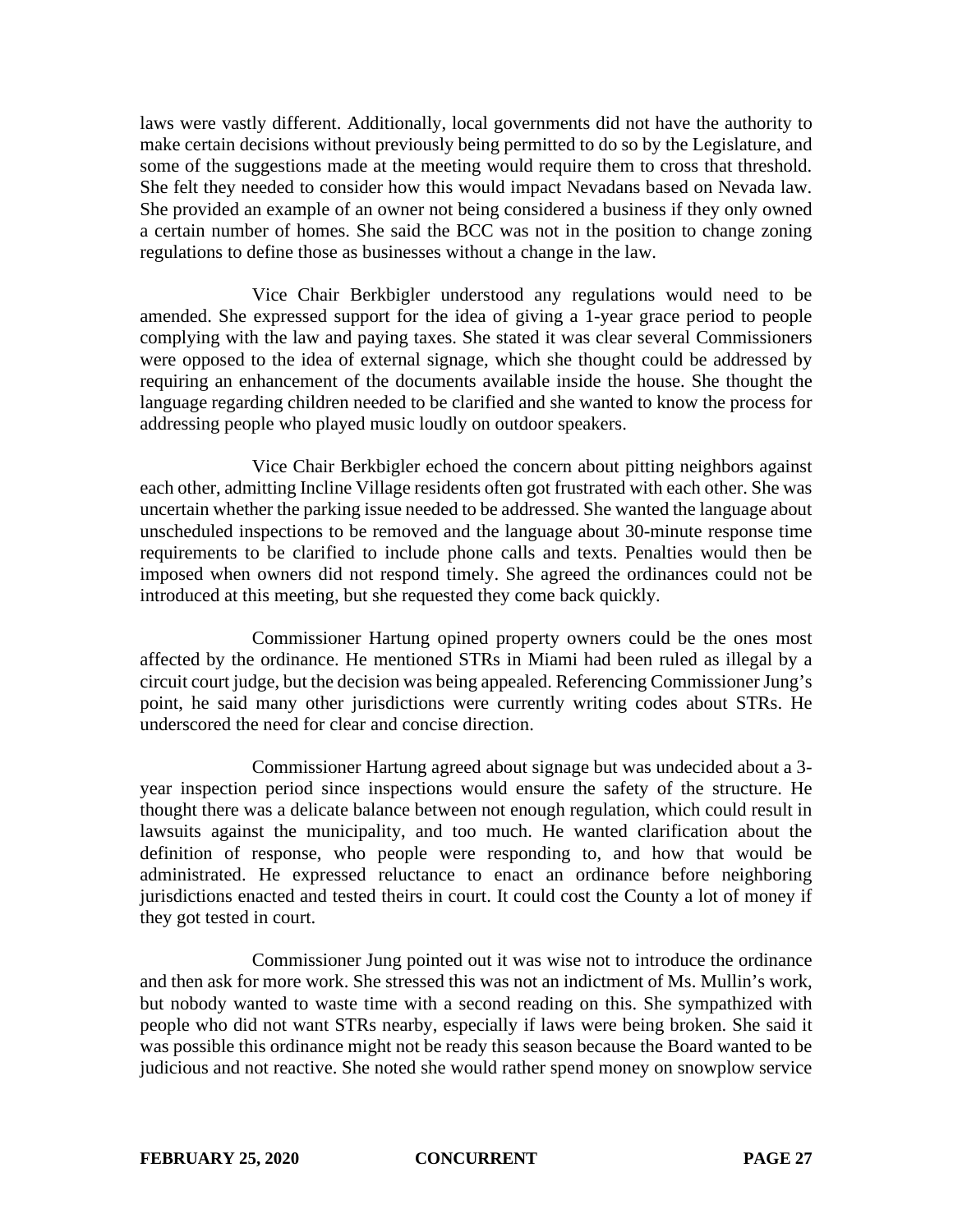laws were vastly different. Additionally, local governments did not have the authority to make certain decisions without previously being permitted to do so by the Legislature, and some of the suggestions made at the meeting would require them to cross that threshold. She felt they needed to consider how this would impact Nevadans based on Nevada law. She provided an example of an owner not being considered a business if they only owned a certain number of homes. She said the BCC was not in the position to change zoning regulations to define those as businesses without a change in the law.

Vice Chair Berkbigler understood any regulations would need to be amended. She expressed support for the idea of giving a 1-year grace period to people complying with the law and paying taxes. She stated it was clear several Commissioners were opposed to the idea of external signage, which she thought could be addressed by requiring an enhancement of the documents available inside the house. She thought the language regarding children needed to be clarified and she wanted to know the process for addressing people who played music loudly on outdoor speakers.

Vice Chair Berkbigler echoed the concern about pitting neighbors against each other, admitting Incline Village residents often got frustrated with each other. She was uncertain whether the parking issue needed to be addressed. She wanted the language about unscheduled inspections to be removed and the language about 30-minute response time requirements to be clarified to include phone calls and texts. Penalties would then be imposed when owners did not respond timely. She agreed the ordinances could not be introduced at this meeting, but she requested they come back quickly.

Commissioner Hartung opined property owners could be the ones most affected by the ordinance. He mentioned STRs in Miami had been ruled as illegal by a circuit court judge, but the decision was being appealed. Referencing Commissioner Jung's point, he said many other jurisdictions were currently writing codes about STRs. He underscored the need for clear and concise direction.

Commissioner Hartung agreed about signage but was undecided about a 3-year inspection period since inspections would ensure the safety of the structure. He thought there was a delicate balance between not enough regulation, which could result in lawsuits against the municipality, and too much. He wanted clarification about the definition of response, who people were responding to, and how that would be administrated. He expressed reluctance to enact an ordinance before neighboring jurisdictions enacted and tested theirs in court. It could cost the County a lot of money if they got tested in court.

Commissioner Jung pointed out it was wise not to introduce the ordinance and then ask for more work. She stressed this was not an indictment of Ms. Mullin's work, but nobody wanted to waste time with a second reading on this. She sympathized with people who did not want STRs nearby, especially if laws were being broken. She said it was possible this ordinance might not be ready this season because the Board wanted to be judicious and not reactive. She noted she would rather spend money on snowplow service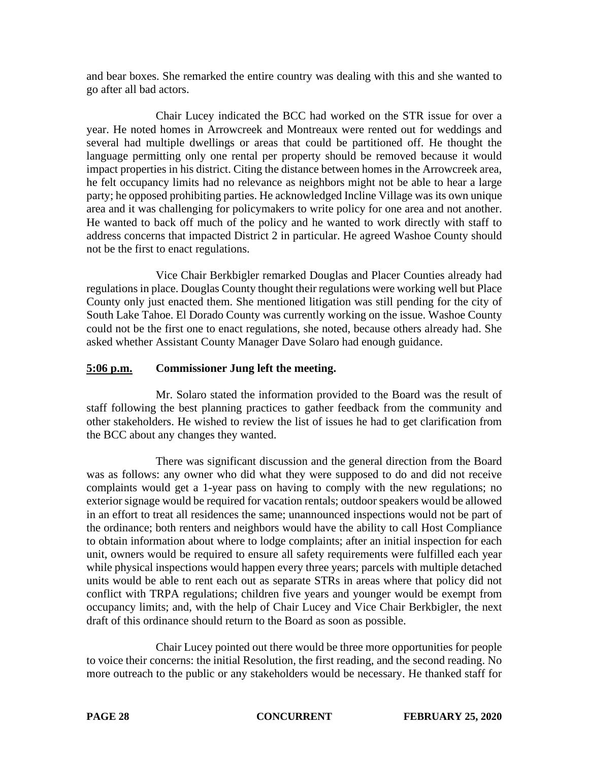and bear boxes. She remarked the entire country was dealing with this and she wanted to go after all bad actors.

Chair Lucey indicated the BCC had worked on the STR issue for over a year. He noted homes in Arrowcreek and Montreaux were rented out for weddings and several had multiple dwellings or areas that could be partitioned off. He thought the language permitting only one rental per property should be removed because it would impact properties in his district. Citing the distance between homes in the Arrowcreek area, he felt occupancy limits had no relevance as neighbors might not be able to hear a large party; he opposed prohibiting parties. He acknowledged Incline Village was its own unique area and it was challenging for policymakers to write policy for one area and not another. He wanted to back off much of the policy and he wanted to work directly with staff to address concerns that impacted District 2 in particular. He agreed Washoe County should not be the first to enact regulations.

Vice Chair Berkbigler remarked Douglas and Placer Counties already had regulations in place. Douglas County thought their regulations were working well but Place County only just enacted them. She mentioned litigation was still pending for the city of South Lake Tahoe. El Dorado County was currently working on the issue. Washoe County could not be the first one to enact regulations, she noted, because others already had. She asked whether Assistant County Manager Dave Solaro had enough guidance.

**5:06 p.m. Commissioner Jung left the meeting.**

Mr. Solaro stated the information provided to the Board was the result of staff following the best planning practices to gather feedback from the community and other stakeholders. He wished to review the list of issues he had to get clarification from the BCC about any changes they wanted.

There was significant discussion and the general direction from the Board was as follows: any owner who did what they were supposed to do and did not receive complaints would get a 1-year pass on having to comply with the new regulations; no exterior signage would be required for vacation rentals; outdoor speakers would be allowed in an effort to treat all residences the same; unannounced inspections would not be part of the ordinance; both renters and neighbors would have the ability to call Host Compliance to obtain information about where to lodge complaints; after an initial inspection for each unit, owners would be required to ensure all safety requirements were fulfilled each year while physical inspections would happen every three years; parcels with multiple detached units would be able to rent each out as separate STRs in areas where that policy did not conflict with TRPA regulations; children five years and younger would be exempt from occupancy limits; and, with the help of Chair Lucey and Vice Chair Berkbigler, the next draft of this ordinance should return to the Board as soon as possible.

Chair Lucey pointed out there would be three more opportunities for people to voice their concerns: the initial Resolution, the first reading, and the second reading. No more outreach to the public or any stakeholders would be necessary. He thanked staff for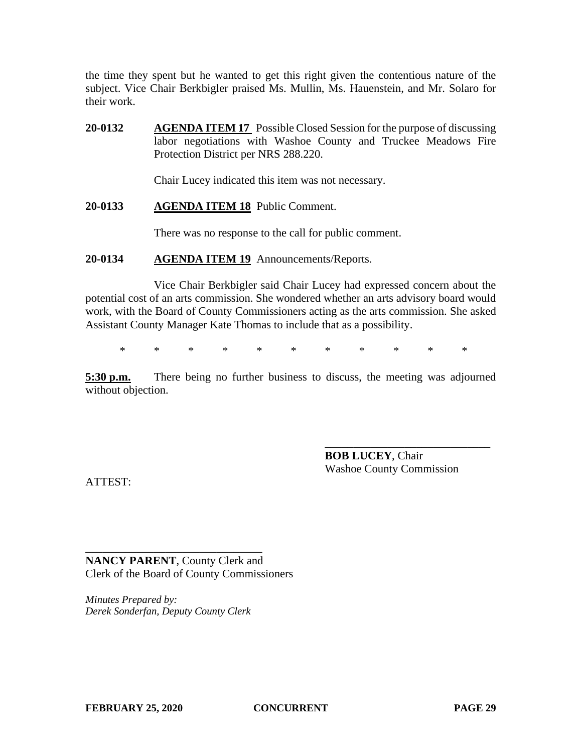the time they spent but he wanted to get this right given the contentious nature of the subject. Vice Chair Berkbigler praised Ms. Mullin, Ms. Hauenstein, and Mr. Solaro for their work.

**20-0132** **AGENDA ITEM 17** Possible Closed Session for the purpose of discussing labor negotiations with Washoe County and Truckee Meadows Fire Protection District per NRS 288.220.

Chair Lucey indicated this item was not necessary.

**20-0133** **AGENDA ITEM 18** Public Comment.

There was no response to the call for public comment.

**20-0134** **AGENDA ITEM 19** Announcements/Reports.

Vice Chair Berkbigler said Chair Lucey had expressed concern about the potential cost of an arts commission. She wondered whether an arts advisory board would work, with the Board of County Commissioners acting as the arts commission. She asked Assistant County Manager Kate Thomas to include that as a possibility.

\* \* \* \* \* \* \* \* \* \* \*

**5:30 p.m.** There being no further business to discuss, the meeting was adjourned without objection.

\_\_\_\_\_\_\_\_\_\_\_\_\_\_\_\_\_\_\_\_\_\_\_\_\_\_\_\_\_\_
**BOB LUCEY**, Chair
Washoe County Commission

ATTEST:

\_\_\_\_\_\_\_\_\_\_\_\_\_\_\_\_\_\_\_\_\_\_\_\_\_\_\_\_\_\_
**NANCY PARENT**, County Clerk and
Clerk of the Board of County Commissioners

*Minutes Prepared by:*
*Derek Sonderfan, Deputy County Clerk*